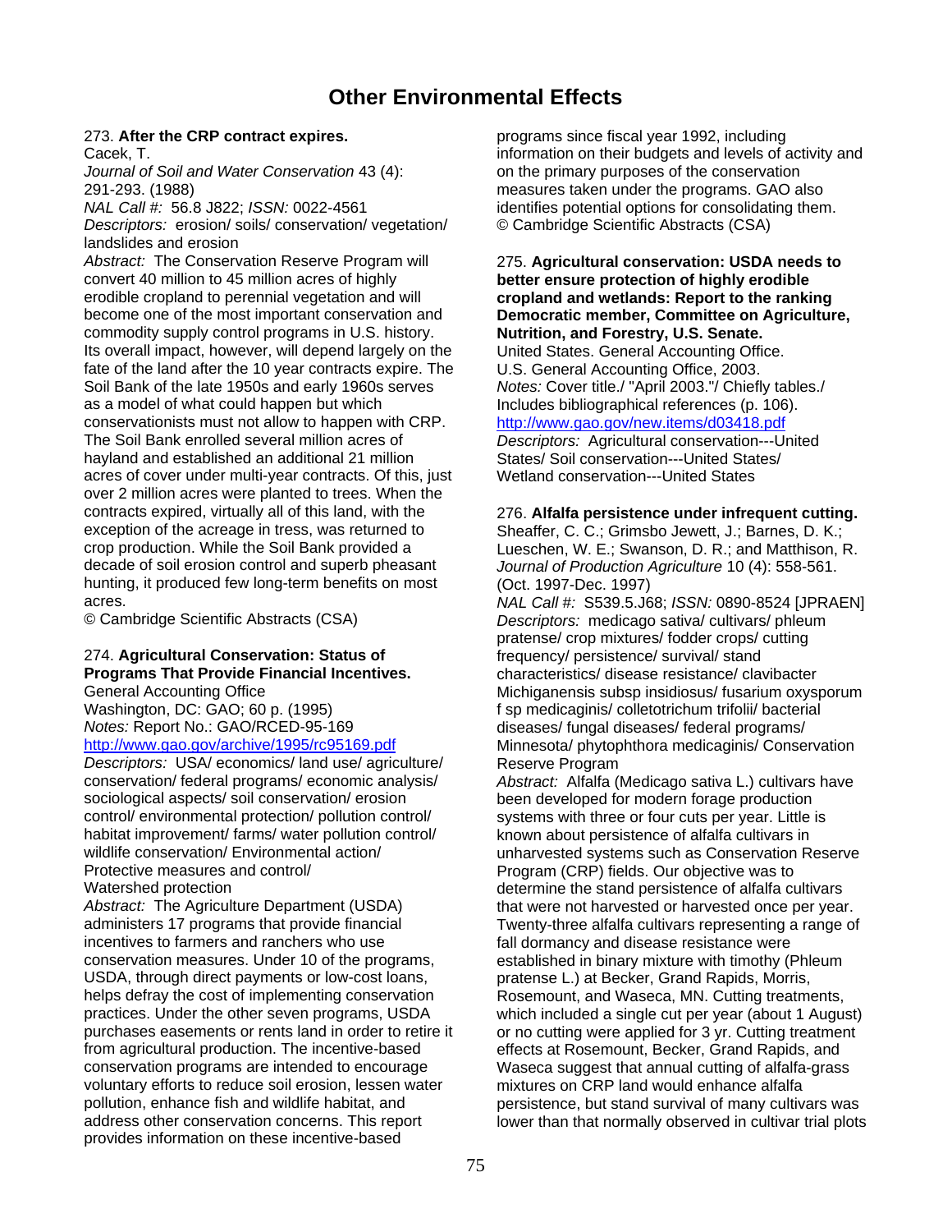# Other Environmental Effects

273. **After the CRP contract expires.**
Cacek, T.
*Journal of Soil and Water Conservation* 43 (4): 291-293. (1988)
*NAL Call #:* 56.8 J822; *ISSN:* 0022-4561
*Descriptors:* erosion/ soils/ conservation/ vegetation/ landslides and erosion
*Abstract:* The Conservation Reserve Program will convert 40 million to 45 million acres of highly erodible cropland to perennial vegetation and will become one of the most important conservation and commodity supply control programs in U.S. history. Its overall impact, however, will depend largely on the fate of the land after the 10 year contracts expire. The Soil Bank of the late 1950s and early 1960s serves as a model of what could happen but which conservationists must not allow to happen with CRP. The Soil Bank enrolled several million acres of hayland and established an additional 21 million acres of cover under multi-year contracts. Of this, just over 2 million acres were planted to trees. When the contracts expired, virtually all of this land, with the exception of the acreage in tress, was returned to crop production. While the Soil Bank provided a decade of soil erosion control and superb pheasant hunting, it produced few long-term benefits on most acres.
© Cambridge Scientific Abstracts (CSA)

274. **Agricultural Conservation: Status of Programs That Provide Financial Incentives.**
General Accounting Office
Washington, DC: GAO; 60 p. (1995)
*Notes:* Report No.: GAO/RCED-95-169
http://www.gao.gov/archive/1995/rc95169.pdf
*Descriptors:* USA/ economics/ land use/ agriculture/ conservation/ federal programs/ economic analysis/ sociological aspects/ soil conservation/ erosion control/ environmental protection/ pollution control/ habitat improvement/ farms/ water pollution control/ wildlife conservation/ Environmental action/ Protective measures and control/ Watershed protection
*Abstract:* The Agriculture Department (USDA) administers 17 programs that provide financial incentives to farmers and ranchers who use conservation measures. Under 10 of the programs, USDA, through direct payments or low-cost loans, helps defray the cost of implementing conservation practices. Under the other seven programs, USDA purchases easements or rents land in order to retire it from agricultural production. The incentive-based conservation programs are intended to encourage voluntary efforts to reduce soil erosion, lessen water pollution, enhance fish and wildlife habitat, and address other conservation concerns. This report provides information on these incentive-based programs since fiscal year 1992, including information on their budgets and levels of activity and on the primary purposes of the conservation measures taken under the programs. GAO also identifies potential options for consolidating them.
© Cambridge Scientific Abstracts (CSA)

275. **Agricultural conservation: USDA needs to better ensure protection of highly erodible cropland and wetlands: Report to the ranking Democratic member, Committee on Agriculture, Nutrition, and Forestry, U.S. Senate.**
United States. General Accounting Office.
U.S. General Accounting Office, 2003.
*Notes:* Cover title./ "April 2003."/ Chiefly tables./ Includes bibliographical references (p. 106).
http://www.gao.gov/new.items/d03418.pdf
*Descriptors:* Agricultural conservation---United States/ Soil conservation---United States/ Wetland conservation---United States

276. **Alfalfa persistence under infrequent cutting.**
Sheaffer, C. C.; Grimsbo Jewett, J.; Barnes, D. K.; Lueschen, W. E.; Swanson, D. R.; and Matthison, R.
*Journal of Production Agriculture* 10 (4): 558-561. (Oct. 1997-Dec. 1997)
*NAL Call #:* S539.5.J68; *ISSN:* 0890-8524 [JPRAEN]
*Descriptors:* medicago sativa/ cultivars/ phleum pratense/ crop mixtures/ fodder crops/ cutting frequency/ persistence/ survival/ stand characteristics/ disease resistance/ clavibacter Michiganensis subsp insidiosus/ fusarium oxysporum f sp medicaginis/ colletotrichum trifolii/ bacterial diseases/ fungal diseases/ federal programs/ Minnesota/ phytophthora medicaginis/ Conservation Reserve Program
*Abstract:* Alfalfa (Medicago sativa L.) cultivars have been developed for modern forage production systems with three or four cuts per year. Little is known about persistence of alfalfa cultivars in unharvested systems such as Conservation Reserve Program (CRP) fields. Our objective was to determine the stand persistence of alfalfa cultivars that were not harvested or harvested once per year. Twenty-three alfalfa cultivars representing a range of fall dormancy and disease resistance were established in binary mixture with timothy (Phleum pratense L.) at Becker, Grand Rapids, Morris, Rosemount, and Waseca, MN. Cutting treatments, which included a single cut per year (about 1 August) or no cutting were applied for 3 yr. Cutting treatment effects at Rosemount, Becker, Grand Rapids, and Waseca suggest that annual cutting of alfalfa-grass mixtures on CRP land would enhance alfalfa persistence, but stand survival of many cultivars was lower than that normally observed in cultivar trial plots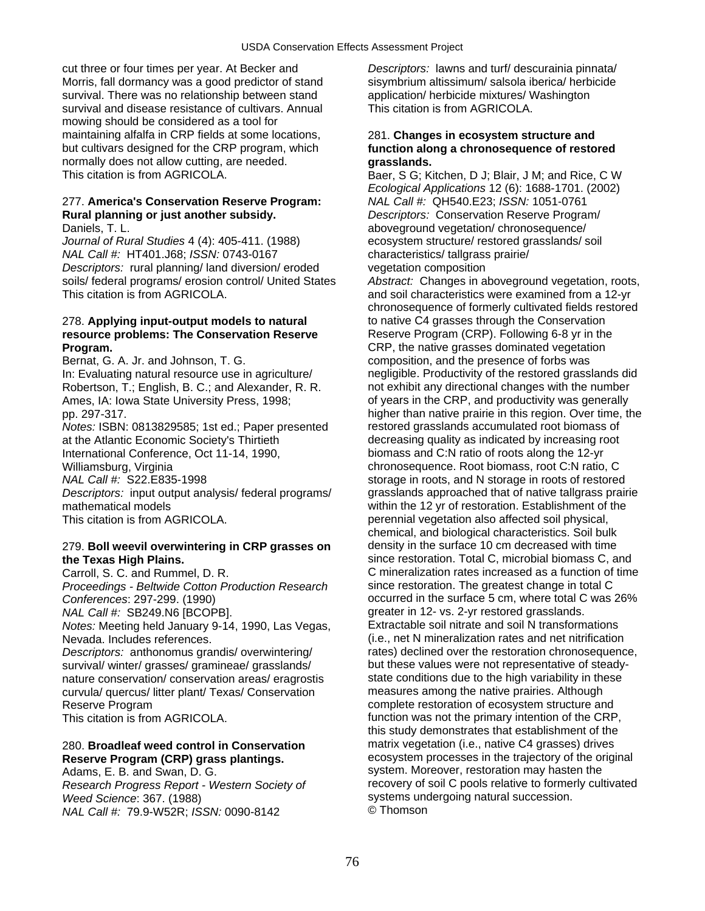cut three or four times per year. At Becker and Morris, fall dormancy was a good predictor of stand survival. There was no relationship between stand survival and disease resistance of cultivars. Annual mowing should be considered as a tool for maintaining alfalfa in CRP fields at some locations, but cultivars designed for the CRP program, which normally does not allow cutting, are needed.
This citation is from AGRICOLA.

277. **America's Conservation Reserve Program: Rural planning or just another subsidy.**
Daniels, T. L.
*Journal of Rural Studies* 4 (4): 405-411. (1988)
*NAL Call #:* HT401.J68; *ISSN:* 0743-0167
*Descriptors:* rural planning/ land diversion/ eroded soils/ federal programs/ erosion control/ United States
This citation is from AGRICOLA.

278. **Applying input-output models to natural resource problems: The Conservation Reserve Program.**
Bernat, G. A. Jr. and Johnson, T. G.
In: Evaluating natural resource use in agriculture/ Robertson, T.; English, B. C.; and Alexander, R. R. Ames, IA: Iowa State University Press, 1998; pp. 297-317.
*Notes:* ISBN: 0813829585; 1st ed.; Paper presented at the Atlantic Economic Society's Thirtieth International Conference, Oct 11-14, 1990, Williamsburg, Virginia
*NAL Call #:* S22.E835-1998
*Descriptors:* input output analysis/ federal programs/ mathematical models
This citation is from AGRICOLA.

279. **Boll weevil overwintering in CRP grasses on the Texas High Plains.**
Carroll, S. C. and Rummel, D. R.
*Proceedings - Beltwide Cotton Production Research Conferences*: 297-299. (1990)
*NAL Call #:* SB249.N6 [BCOPB].
*Notes:* Meeting held January 9-14, 1990, Las Vegas, Nevada. Includes references.
*Descriptors:* anthonomus grandis/ overwintering/ survival/ winter/ grasses/ gramineae/ grasslands/ nature conservation/ conservation areas/ eragrostis curvula/ quercus/ litter plant/ Texas/ Conservation Reserve Program
This citation is from AGRICOLA.

280. **Broadleaf weed control in Conservation Reserve Program (CRP) grass plantings.**
Adams, E. B. and Swan, D. G.
*Research Progress Report - Western Society of Weed Science*: 367. (1988)
*NAL Call #:* 79.9-W52R; *ISSN:* 0090-8142
*Descriptors:* lawns and turf/ descurainia pinnata/ sisymbrium altissimum/ salsola iberica/ herbicide application/ herbicide mixtures/ Washington
This citation is from AGRICOLA.

281. **Changes in ecosystem structure and function along a chronosequence of restored grasslands.**
Baer, S G; Kitchen, D J; Blair, J M; and Rice, C W
*Ecological Applications* 12 (6): 1688-1701. (2002)
*NAL Call #:* QH540.E23; *ISSN:* 1051-0761
*Descriptors:* Conservation Reserve Program/ aboveground vegetation/ chronosequence/ ecosystem structure/ restored grasslands/ soil characteristics/ tallgrass prairie/ vegetation composition
*Abstract:* Changes in aboveground vegetation, roots, and soil characteristics were examined from a 12-yr chronosequence of formerly cultivated fields restored to native C4 grasses through the Conservation Reserve Program (CRP). Following 6-8 yr in the CRP, the native grasses dominated vegetation composition, and the presence of forbs was negligible. Productivity of the restored grasslands did not exhibit any directional changes with the number of years in the CRP, and productivity was generally higher than native prairie in this region. Over time, the restored grasslands accumulated root biomass of decreasing quality as indicated by increasing root biomass and C:N ratio of roots along the 12-yr chronosequence. Root biomass, root C:N ratio, C storage in roots, and N storage in roots of restored grasslands approached that of native tallgrass prairie within the 12 yr of restoration. Establishment of the perennial vegetation also affected soil physical, chemical, and biological characteristics. Soil bulk density in the surface 10 cm decreased with time since restoration. Total C, microbial biomass C, and C mineralization rates increased as a function of time since restoration. The greatest change in total C occurred in the surface 5 cm, where total C was 26% greater in 12- vs. 2-yr restored grasslands. Extractable soil nitrate and soil N transformations (i.e., net N mineralization rates and net nitrification rates) declined over the restoration chronosequence, but these values were not representative of steady-state conditions due to the high variability in these measures among the native prairies. Although complete restoration of ecosystem structure and function was not the primary intention of the CRP, this study demonstrates that establishment of the matrix vegetation (i.e., native C4 grasses) drives ecosystem processes in the trajectory of the original system. Moreover, restoration may hasten the recovery of soil C pools relative to formerly cultivated systems undergoing natural succession.
© Thomson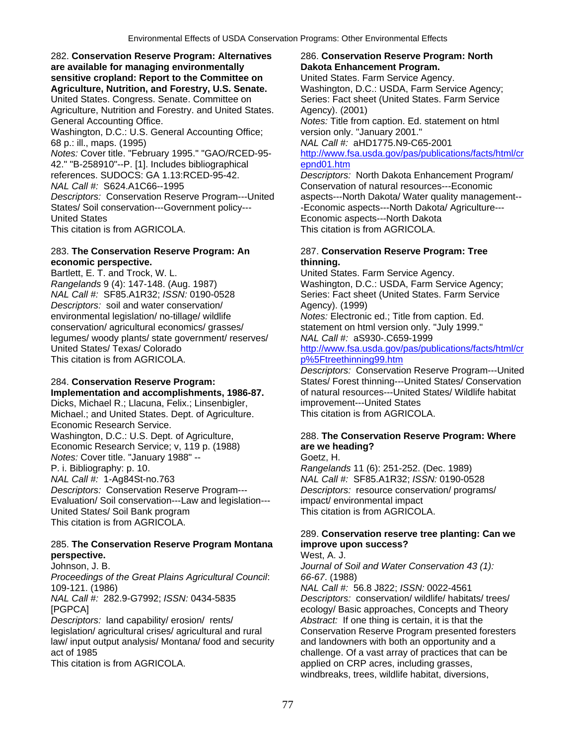282. **Conservation Reserve Program: Alternatives are available for managing environmentally sensitive cropland: Report to the Committee on Agriculture, Nutrition, and Forestry, U.S. Senate.**
United States. Congress. Senate. Committee on Agriculture, Nutrition and Forestry. and United States. General Accounting Office.
Washington, D.C.: U.S. General Accounting Office; 68 p.: ill., maps. (1995)
*Notes:* Cover title. "February 1995." "GAO/RCED-95-42." "B-258910"--P. [1]. Includes bibliographical references. SUDOCS: GA 1.13:RCED-95-42.
*NAL Call #:* S624.A1C66--1995
*Descriptors:* Conservation Reserve Program---United States/ Soil conservation---Government policy---United States
This citation is from AGRICOLA.

283. **The Conservation Reserve Program: An economic perspective.**
Bartlett, E. T. and Trock, W. L.
*Rangelands* 9 (4): 147-148. (Aug. 1987)
*NAL Call #:* SF85.A1R32; *ISSN:* 0190-0528
*Descriptors:* soil and water conservation/ environmental legislation/ no-tillage/ wildlife conservation/ agricultural economics/ grasses/ legumes/ woody plants/ state government/ reserves/ United States/ Texas/ Colorado
This citation is from AGRICOLA.

284. **Conservation Reserve Program: Implementation and accomplishments, 1986-87.**
Dicks, Michael R.; Llacuna, Felix.; Linsenbigler, Michael.; and United States. Dept. of Agriculture. Economic Research Service.
Washington, D.C.: U.S. Dept. of Agriculture, Economic Research Service; v, 119 p. (1988)
*Notes:* Cover title. "January 1988" -- P. i. Bibliography: p. 10.
*NAL Call #:* 1-Ag84St-no.763
*Descriptors:* Conservation Reserve Program---Evaluation/ Soil conservation---Law and legislation---United States/ Soil Bank program
This citation is from AGRICOLA.

285. **The Conservation Reserve Program Montana perspective.**
Johnson, J. B.
*Proceedings of the Great Plains Agricultural Council*: 109-121. (1986)
*NAL Call #:* 282.9-G7992; *ISSN:* 0434-5835 [PGPCA]
*Descriptors:* land capability/ erosion/ rents/ legislation/ agricultural crises/ agricultural and rural law/ input output analysis/ Montana/ food and security act of 1985
This citation is from AGRICOLA.

286. **Conservation Reserve Program: North Dakota Enhancement Program.**
United States. Farm Service Agency.
Washington, D.C.: USDA, Farm Service Agency; Series: Fact sheet (United States. Farm Service Agency). (2001)
*Notes:* Title from caption. Ed. statement on html version only. "January 2001."
*NAL Call #:* aHD1775.N9-C65-2001
http://www.fsa.usda.gov/pas/publications/facts/html/crepnd01.htm
*Descriptors:* North Dakota Enhancement Program/ Conservation of natural resources---Economic aspects---North Dakota/ Water quality management---Economic aspects---North Dakota/ Agriculture---Economic aspects---North Dakota
This citation is from AGRICOLA.

287. **Conservation Reserve Program: Tree thinning.**
United States. Farm Service Agency.
Washington, D.C.: USDA, Farm Service Agency; Series: Fact sheet (United States. Farm Service Agency). (1999)
*Notes:* Electronic ed.; Title from caption. Ed. statement on html version only. "July 1999."
*NAL Call #:* aS930-.C659-1999
http://www.fsa.usda.gov/pas/publications/facts/html/crp%5Ftreethinning99.htm
*Descriptors:* Conservation Reserve Program---United States/ Forest thinning---United States/ Conservation of natural resources---United States/ Wildlife habitat improvement---United States
This citation is from AGRICOLA.

288. **The Conservation Reserve Program: Where are we heading?**
Goetz, H.
*Rangelands* 11 (6): 251-252. (Dec. 1989)
*NAL Call #:* SF85.A1R32; *ISSN:* 0190-0528
*Descriptors:* resource conservation/ programs/ impact/ environmental impact
This citation is from AGRICOLA.

289. **Conservation reserve tree planting: Can we improve upon success?**
West, A. J.
*Journal of Soil and Water Conservation 43 (1): 66-67*. (1988)
*NAL Call #:* 56.8 J822; *ISSN:* 0022-4561
*Descriptors:* conservation/ wildlife/ habitats/ trees/ ecology/ Basic approaches, Concepts and Theory
*Abstract:* If one thing is certain, it is that the Conservation Reserve Program presented foresters and landowners with both an opportunity and a challenge. Of a vast array of practices that can be applied on CRP acres, including grasses, windbreaks, trees, wildlife habitat, diversions,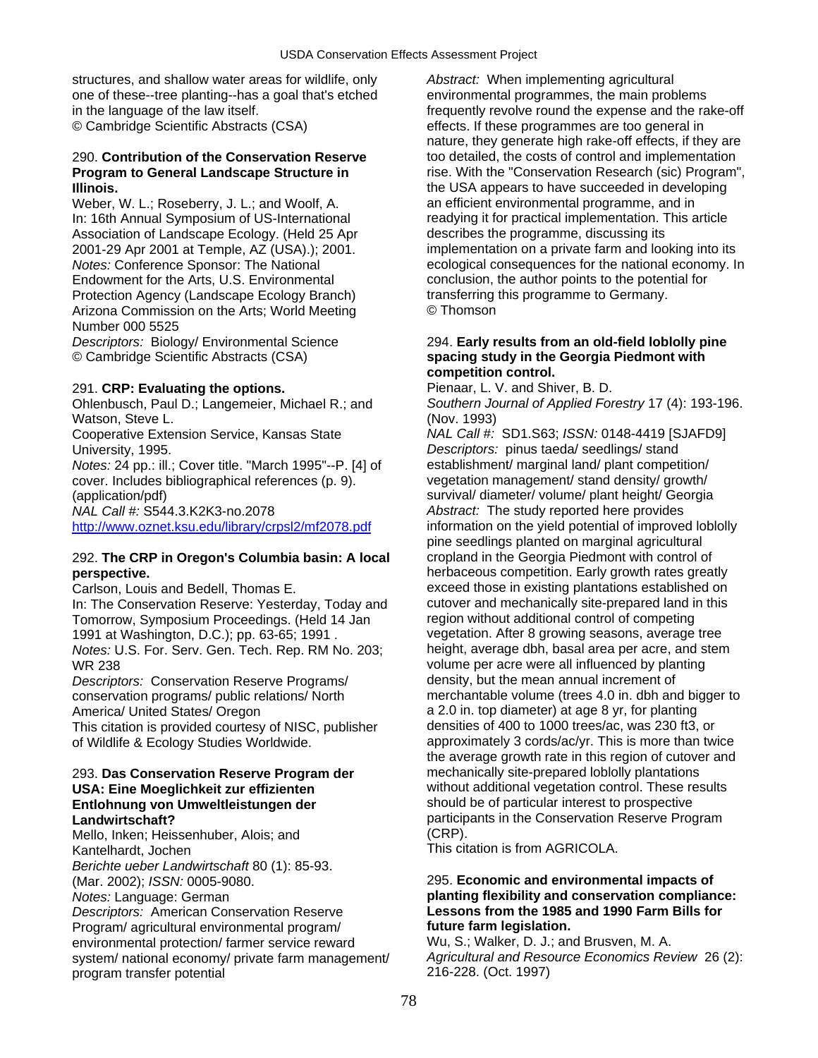structures, and shallow water areas for wildlife, only one of these--tree planting--has a goal that's etched in the language of the law itself.
© Cambridge Scientific Abstracts (CSA)

290. **Contribution of the Conservation Reserve Program to General Landscape Structure in Illinois.**
Weber, W. L.; Roseberry, J. L.; and Woolf, A.
In: 16th Annual Symposium of US-International Association of Landscape Ecology. (Held 25 Apr 2001-29 Apr 2001 at Temple, AZ (USA).); 2001.
*Notes:* Conference Sponsor: The National Endowment for the Arts, U.S. Environmental Protection Agency (Landscape Ecology Branch) Arizona Commission on the Arts; World Meeting Number 000 5525
*Descriptors:* Biology/ Environmental Science
© Cambridge Scientific Abstracts (CSA)

291. **CRP: Evaluating the options.**
Ohlenbusch, Paul D.; Langemeier, Michael R.; and Watson, Steve L.
Cooperative Extension Service, Kansas State University, 1995.
*Notes:* 24 pp.: ill.; Cover title. "March 1995"--P. [4] of cover. Includes bibliographical references (p. 9). (application/pdf)
*NAL Call #:* S544.3.K2K3-no.2078
http://www.oznet.ksu.edu/library/crpsl2/mf2078.pdf

292. **The CRP in Oregon's Columbia basin: A local perspective.**
Carlson, Louis and Bedell, Thomas E.
In: The Conservation Reserve: Yesterday, Today and Tomorrow, Symposium Proceedings. (Held 14 Jan 1991 at Washington, D.C.); pp. 63-65; 1991 .
*Notes:* U.S. For. Serv. Gen. Tech. Rep. RM No. 203; WR 238
*Descriptors:* Conservation Reserve Programs/ conservation programs/ public relations/ North America/ United States/ Oregon
This citation is provided courtesy of NISC, publisher of Wildlife & Ecology Studies Worldwide.

293. **Das Conservation Reserve Program der USA: Eine Moeglichkeit zur effizienten Entlohnung von Umweltleistungen der Landwirtschaft?**
Mello, Inken; Heissenhuber, Alois; and Kantelhardt, Jochen
*Berichte ueber Landwirtschaft* 80 (1): 85-93. (Mar. 2002); *ISSN:* 0005-9080.
*Notes:* Language: German
*Descriptors:* American Conservation Reserve Program/ agricultural environmental program/ environmental protection/ farmer service reward system/ national economy/ private farm management/ program transfer potential
*Abstract:* When implementing agricultural environmental programmes, the main problems frequently revolve round the expense and the rake-off effects. If these programmes are too general in nature, they generate high rake-off effects, if they are too detailed, the costs of control and implementation rise. With the "Conservation Research (sic) Program", the USA appears to have succeeded in developing an efficient environmental programme, and in readying it for practical implementation. This article describes the programme, discussing its implementation on a private farm and looking into its ecological consequences for the national economy. In conclusion, the author points to the potential for transferring this programme to Germany.
© Thomson

294. **Early results from an old-field loblolly pine spacing study in the Georgia Piedmont with competition control.**
Pienaar, L. V. and Shiver, B. D.
*Southern Journal of Applied Forestry* 17 (4): 193-196. (Nov. 1993)
*NAL Call #:* SD1.S63; *ISSN:* 0148-4419 [SJAFD9]
*Descriptors:* pinus taeda/ seedlings/ stand establishment/ marginal land/ plant competition/ vegetation management/ stand density/ growth/ survival/ diameter/ volume/ plant height/ Georgia
*Abstract:* The study reported here provides information on the yield potential of improved loblolly pine seedlings planted on marginal agricultural cropland in the Georgia Piedmont with control of herbaceous competition. Early growth rates greatly exceed those in existing plantations established on cutover and mechanically site-prepared land in this region without additional control of competing vegetation. After 8 growing seasons, average tree height, average dbh, basal area per acre, and stem volume per acre were all influenced by planting density, but the mean annual increment of merchantable volume (trees 4.0 in. dbh and bigger to a 2.0 in. top diameter) at age 8 yr, for planting densities of 400 to 1000 trees/ac, was 230 ft3, or approximately 3 cords/ac/yr. This is more than twice the average growth rate in this region of cutover and mechanically site-prepared loblolly plantations without additional vegetation control. These results should be of particular interest to prospective participants in the Conservation Reserve Program (CRP).
This citation is from AGRICOLA.

295. **Economic and environmental impacts of planting flexibility and conservation compliance: Lessons from the 1985 and 1990 Farm Bills for future farm legislation.**
Wu, S.; Walker, D. J.; and Brusven, M. A.
*Agricultural and Resource Economics Review* 26 (2): 216-228. (Oct. 1997)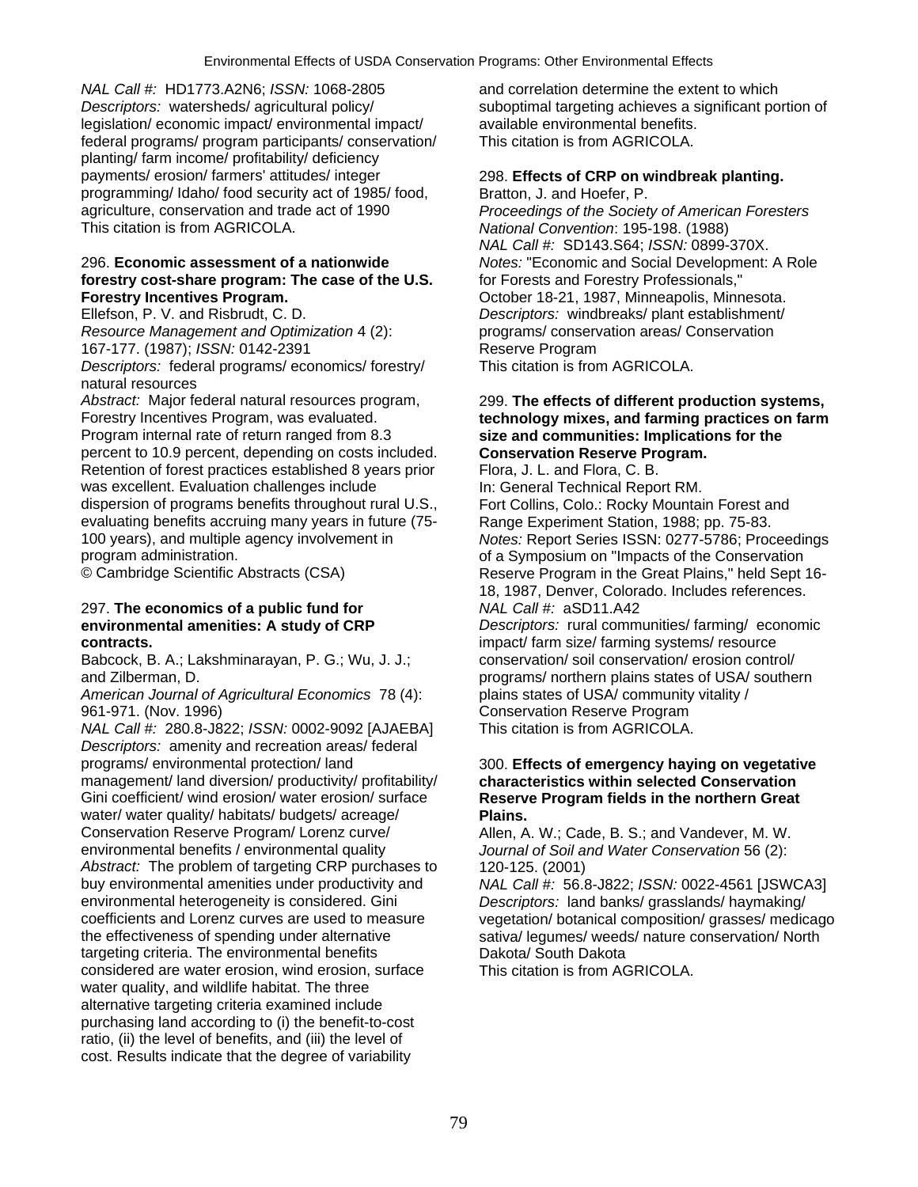*NAL Call #:* HD1773.A2N6; *ISSN:* 1068-2805
*Descriptors:* watersheds/ agricultural policy/ legislation/ economic impact/ environmental impact/ federal programs/ program participants/ conservation/ planting/ farm income/ profitability/ deficiency payments/ erosion/ farmers' attitudes/ integer programming/ Idaho/ food security act of 1985/ food, agriculture, conservation and trade act of 1990
This citation is from AGRICOLA.

296. **Economic assessment of a nationwide forestry cost-share program: The case of the U.S. Forestry Incentives Program.**
Ellefson, P. V. and Risbrudt, C. D.
*Resource Management and Optimization* 4 (2): 167-177. (1987); *ISSN:* 0142-2391
*Descriptors:* federal programs/ economics/ forestry/ natural resources
*Abstract:* Major federal natural resources program, Forestry Incentives Program, was evaluated. Program internal rate of return ranged from 8.3 percent to 10.9 percent, depending on costs included. Retention of forest practices established 8 years prior was excellent. Evaluation challenges include dispersion of programs benefits throughout rural U.S., evaluating benefits accruing many years in future (75-100 years), and multiple agency involvement in program administration.
© Cambridge Scientific Abstracts (CSA)

297. **The economics of a public fund for environmental amenities: A study of CRP contracts.**
Babcock, B. A.; Lakshminarayan, P. G.; Wu, J. J.; and Zilberman, D.
*American Journal of Agricultural Economics* 78 (4): 961-971. (Nov. 1996)
*NAL Call #:* 280.8-J822; *ISSN:* 0002-9092 [AJAEBA]
*Descriptors:* amenity and recreation areas/ federal programs/ environmental protection/ land management/ land diversion/ productivity/ profitability/ Gini coefficient/ wind erosion/ water erosion/ surface water/ water quality/ habitats/ budgets/ acreage/ Conservation Reserve Program/ Lorenz curve/ environmental benefits / environmental quality
*Abstract:* The problem of targeting CRP purchases to buy environmental amenities under productivity and environmental heterogeneity is considered. Gini coefficients and Lorenz curves are used to measure the effectiveness of spending under alternative targeting criteria. The environmental benefits considered are water erosion, wind erosion, surface water quality, and wildlife habitat. The three alternative targeting criteria examined include purchasing land according to (i) the benefit-to-cost ratio, (ii) the level of benefits, and (iii) the level of cost. Results indicate that the degree of variability and correlation determine the extent to which suboptimal targeting achieves a significant portion of available environmental benefits.
This citation is from AGRICOLA.

298. **Effects of CRP on windbreak planting.**
Bratton, J. and Hoefer, P.
*Proceedings of the Society of American Foresters National Convention*: 195-198. (1988)
*NAL Call #:* SD143.S64; *ISSN:* 0899-370X.
*Notes:* "Economic and Social Development: A Role for Forests and Forestry Professionals," October 18-21, 1987, Minneapolis, Minnesota.
*Descriptors:* windbreaks/ plant establishment/ programs/ conservation areas/ Conservation Reserve Program
This citation is from AGRICOLA.

299. **The effects of different production systems, technology mixes, and farming practices on farm size and communities: Implications for the Conservation Reserve Program.**
Flora, J. L. and Flora, C. B.
In: General Technical Report RM.
Fort Collins, Colo.: Rocky Mountain Forest and Range Experiment Station, 1988; pp. 75-83.
*Notes:* Report Series ISSN: 0277-5786; Proceedings of a Symposium on "Impacts of the Conservation Reserve Program in the Great Plains," held Sept 16-18, 1987, Denver, Colorado. Includes references.
*NAL Call #:* aSD11.A42
*Descriptors:* rural communities/ farming/ economic impact/ farm size/ farming systems/ resource conservation/ soil conservation/ erosion control/ programs/ northern plains states of USA/ southern plains states of USA/ community vitality / Conservation Reserve Program
This citation is from AGRICOLA.

300. **Effects of emergency haying on vegetative characteristics within selected Conservation Reserve Program fields in the northern Great Plains.**
Allen, A. W.; Cade, B. S.; and Vandever, M. W.
*Journal of Soil and Water Conservation* 56 (2): 120-125. (2001)
*NAL Call #:* 56.8-J822; *ISSN:* 0022-4561 [JSWCA3]
*Descriptors:* land banks/ grasslands/ haymaking/ vegetation/ botanical composition/ grasses/ medicago sativa/ legumes/ weeds/ nature conservation/ North Dakota/ South Dakota
This citation is from AGRICOLA.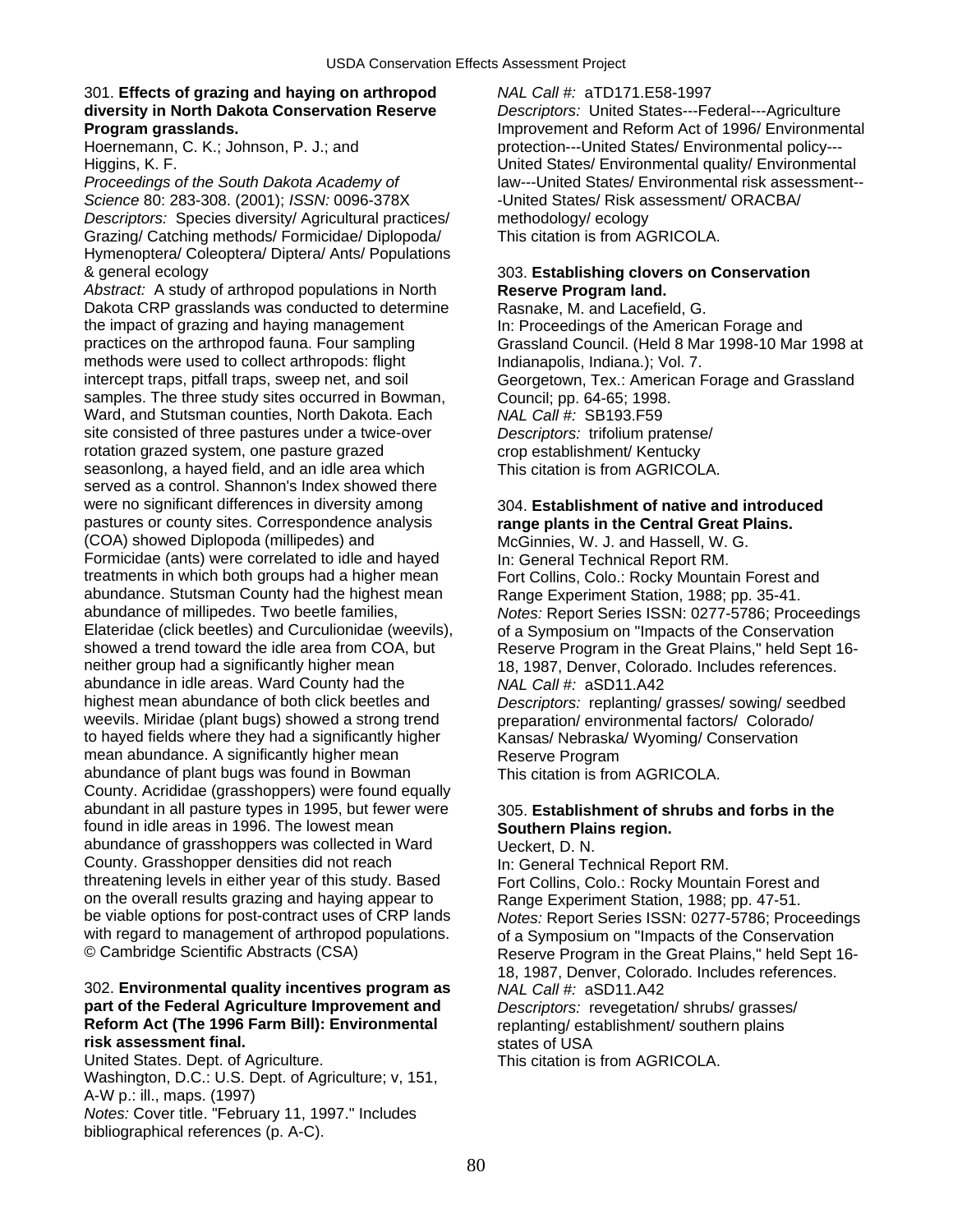301. **Effects of grazing and haying on arthropod diversity in North Dakota Conservation Reserve Program grasslands.**
Hoernemann, C. K.; Johnson, P. J.; and Higgins, K. F.
*Proceedings of the South Dakota Academy of Science* 80: 283-308. (2001); *ISSN:* 0096-378X
*Descriptors:* Species diversity/ Agricultural practices/ Grazing/ Catching methods/ Formicidae/ Diplopoda/ Hymenoptera/ Coleoptera/ Diptera/ Ants/ Populations & general ecology
*Abstract:* A study of arthropod populations in North Dakota CRP grasslands was conducted to determine the impact of grazing and haying management practices on the arthropod fauna. Four sampling methods were used to collect arthropods: flight intercept traps, pitfall traps, sweep net, and soil samples. The three study sites occurred in Bowman, Ward, and Stutsman counties, North Dakota. Each site consisted of three pastures under a twice-over rotation grazed system, one pasture grazed seasonlong, a hayed field, and an idle area which served as a control. Shannon's Index showed there were no significant differences in diversity among pastures or county sites. Correspondence analysis (COA) showed Diplopoda (millipedes) and Formicidae (ants) were correlated to idle and hayed treatments in which both groups had a higher mean abundance. Stutsman County had the highest mean abundance of millipedes. Two beetle families, Elateridae (click beetles) and Curculionidae (weevils), showed a trend toward the idle area from COA, but neither group had a significantly higher mean abundance in idle areas. Ward County had the highest mean abundance of both click beetles and weevils. Miridae (plant bugs) showed a strong trend to hayed fields where they had a significantly higher mean abundance. A significantly higher mean abundance of plant bugs was found in Bowman County. Acrididae (grasshoppers) were found equally abundant in all pasture types in 1995, but fewer were found in idle areas in 1996. The lowest mean abundance of grasshoppers was collected in Ward County. Grasshopper densities did not reach threatening levels in either year of this study. Based on the overall results grazing and haying appear to be viable options for post-contract uses of CRP lands with regard to management of arthropod populations.
© Cambridge Scientific Abstracts (CSA)

302. **Environmental quality incentives program as part of the Federal Agriculture Improvement and Reform Act (The 1996 Farm Bill): Environmental risk assessment final.**
United States. Dept. of Agriculture.
Washington, D.C.: U.S. Dept. of Agriculture; v, 151, A-W p.: ill., maps. (1997)
*Notes:* Cover title. "February 11, 1997." Includes bibliographical references (p. A-C).
*NAL Call #:* aTD171.E58-1997
*Descriptors:* United States---Federal---Agriculture Improvement and Reform Act of 1996/ Environmental protection---United States/ Environmental policy---United States/ Environmental quality/ Environmental law---United States/ Environmental risk assessment---United States/ Risk assessment/ ORACBA/ methodology/ ecology
This citation is from AGRICOLA.

303. **Establishing clovers on Conservation Reserve Program land.**
Rasnake, M. and Lacefield, G.
In: Proceedings of the American Forage and Grassland Council. (Held 8 Mar 1998-10 Mar 1998 at Indianapolis, Indiana.); Vol. 7.
Georgetown, Tex.: American Forage and Grassland Council; pp. 64-65; 1998.
*NAL Call #:* SB193.F59
*Descriptors:* trifolium pratense/ crop establishment/ Kentucky
This citation is from AGRICOLA.

304. **Establishment of native and introduced range plants in the Central Great Plains.**
McGinnies, W. J. and Hassell, W. G.
In: General Technical Report RM.
Fort Collins, Colo.: Rocky Mountain Forest and Range Experiment Station, 1988; pp. 35-41.
*Notes:* Report Series ISSN: 0277-5786; Proceedings of a Symposium on "Impacts of the Conservation Reserve Program in the Great Plains," held Sept 16-18, 1987, Denver, Colorado. Includes references.
*NAL Call #:* aSD11.A42
*Descriptors:* replanting/ grasses/ sowing/ seedbed preparation/ environmental factors/ Colorado/ Kansas/ Nebraska/ Wyoming/ Conservation Reserve Program
This citation is from AGRICOLA.

305. **Establishment of shrubs and forbs in the Southern Plains region.**
Ueckert, D. N.
In: General Technical Report RM.
Fort Collins, Colo.: Rocky Mountain Forest and Range Experiment Station, 1988; pp. 47-51.
*Notes:* Report Series ISSN: 0277-5786; Proceedings of a Symposium on "Impacts of the Conservation Reserve Program in the Great Plains," held Sept 16-18, 1987, Denver, Colorado. Includes references.
*NAL Call #:* aSD11.A42
*Descriptors:* revegetation/ shrubs/ grasses/ replanting/ establishment/ southern plains states of USA
This citation is from AGRICOLA.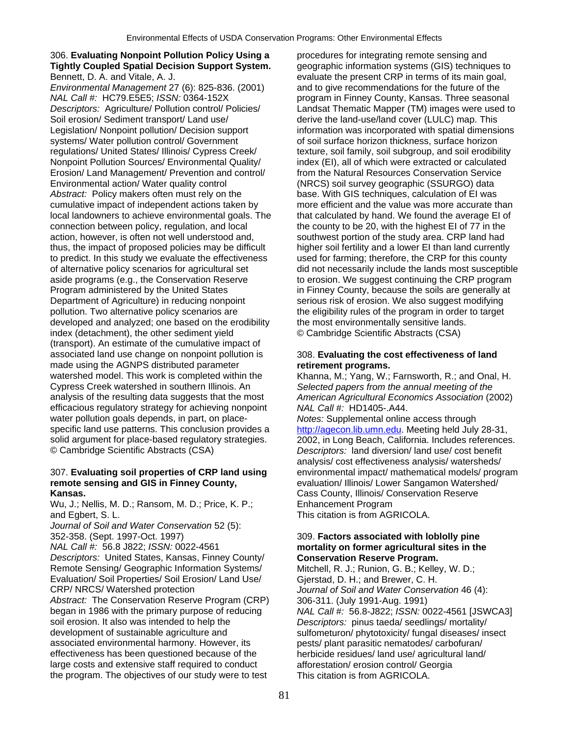306. **Evaluating Nonpoint Pollution Policy Using a Tightly Coupled Spatial Decision Support System.**
Bennett, D. A. and Vitale, A. J.
*Environmental Management* 27 (6): 825-836. (2001)
*NAL Call #:* HC79.E5E5; *ISSN:* 0364-152X
*Descriptors:* Agriculture/ Pollution control/ Policies/ Soil erosion/ Sediment transport/ Land use/ Legislation/ Nonpoint pollution/ Decision support systems/ Water pollution control/ Government regulations/ United States/ Illinois/ Cypress Creek/ Nonpoint Pollution Sources/ Environmental Quality/ Erosion/ Land Management/ Prevention and control/ Environmental action/ Water quality control
*Abstract:* Policy makers often must rely on the cumulative impact of independent actions taken by local landowners to achieve environmental goals. The connection between policy, regulation, and local action, however, is often not well understood and, thus, the impact of proposed policies may be difficult to predict. In this study we evaluate the effectiveness of alternative policy scenarios for agricultural set aside programs (e.g., the Conservation Reserve Program administered by the United States Department of Agriculture) in reducing nonpoint pollution. Two alternative policy scenarios are developed and analyzed; one based on the erodibility index (detachment), the other sediment yield (transport). An estimate of the cumulative impact of associated land use change on nonpoint pollution is made using the AGNPS distributed parameter watershed model. This work is completed within the Cypress Creek watershed in southern Illinois. An analysis of the resulting data suggests that the most efficacious regulatory strategy for achieving nonpoint water pollution goals depends, in part, on place-specific land use patterns. This conclusion provides a solid argument for place-based regulatory strategies.
© Cambridge Scientific Abstracts (CSA)

307. **Evaluating soil properties of CRP land using remote sensing and GIS in Finney County, Kansas.**
Wu, J.; Nellis, M. D.; Ransom, M. D.; Price, K. P.; and Egbert, S. L.
*Journal of Soil and Water Conservation* 52 (5): 352-358. (Sept. 1997-Oct. 1997)
*NAL Call #:* 56.8 J822; *ISSN:* 0022-4561
*Descriptors:* United States, Kansas, Finney County/ Remote Sensing/ Geographic Information Systems/ Evaluation/ Soil Properties/ Soil Erosion/ Land Use/ CRP/ NRCS/ Watershed protection
*Abstract:* The Conservation Reserve Program (CRP) began in 1986 with the primary purpose of reducing soil erosion. It also was intended to help the development of sustainable agriculture and associated environmental harmony. However, its effectiveness has been questioned because of the large costs and extensive staff required to conduct the program. The objectives of our study were to test procedures for integrating remote sensing and geographic information systems (GIS) techniques to evaluate the present CRP in terms of its main goal, and to give recommendations for the future of the program in Finney County, Kansas. Three seasonal Landsat Thematic Mapper (TM) images were used to derive the land-use/land cover (LULC) map. This information was incorporated with spatial dimensions of soil surface horizon thickness, surface horizon texture, soil family, soil subgroup, and soil erodibility index (EI), all of which were extracted or calculated from the Natural Resources Conservation Service (NRCS) soil survey geographic (SSURGO) data base. With GIS techniques, calculation of EI was more efficient and the value was more accurate than that calculated by hand. We found the average EI of the county to be 20, with the highest EI of 77 in the southwest portion of the study area. CRP land had higher soil fertility and a lower EI than land currently used for farming; therefore, the CRP for this county did not necessarily include the lands most susceptible to erosion. We suggest continuing the CRP program in Finney County, because the soils are generally at serious risk of erosion. We also suggest modifying the eligibility rules of the program in order to target the most environmentally sensitive lands.
© Cambridge Scientific Abstracts (CSA)

308. **Evaluating the cost effectiveness of land retirement programs.**
Khanna, M.; Yang, W.; Farnsworth, R.; and Onal, H.
*Selected papers from the annual meeting of the American Agricultural Economics Association* (2002)
*NAL Call #:* HD1405-.A44.
*Notes:* Supplemental online access through http://agecon.lib.umn.edu. Meeting held July 28-31, 2002, in Long Beach, California. Includes references.
*Descriptors:* land diversion/ land use/ cost benefit analysis/ cost effectiveness analysis/ watersheds/ environmental impact/ mathematical models/ program evaluation/ Illinois/ Lower Sangamon Watershed/ Cass County, Illinois/ Conservation Reserve Enhancement Program
This citation is from AGRICOLA.

309. **Factors associated with loblolly pine mortality on former agricultural sites in the Conservation Reserve Program.**
Mitchell, R. J.; Runion, G. B.; Kelley, W. D.; Gjerstad, D. H.; and Brewer, C. H.
*Journal of Soil and Water Conservation* 46 (4): 306-311. (July 1991-Aug. 1991)
*NAL Call #:* 56.8-J822; *ISSN:* 0022-4561 [JSWCA3]
*Descriptors:* pinus taeda/ seedlings/ mortality/ sulfometuron/ phytotoxicity/ fungal diseases/ insect pests/ plant parasitic nematodes/ carbofuran/ herbicide residues/ land use/ agricultural land/ afforestation/ erosion control/ Georgia
This citation is from AGRICOLA.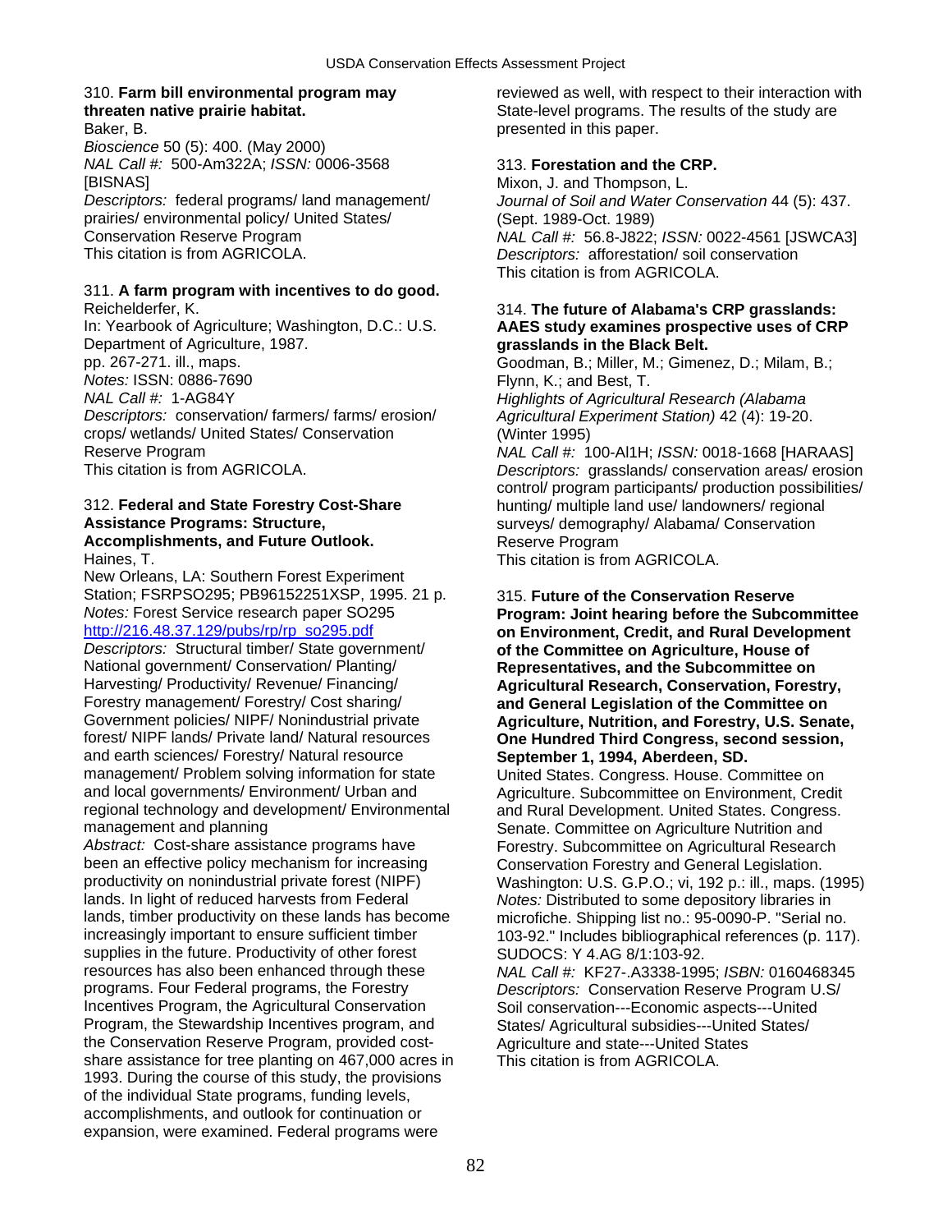310. **Farm bill environmental program may threaten native prairie habitat.**
Baker, B.
*Bioscience* 50 (5): 400. (May 2000)
*NAL Call #:* 500-Am322A; *ISSN:* 0006-3568 [BISNAS]
*Descriptors:* federal programs/ land management/ prairies/ environmental policy/ United States/ Conservation Reserve Program
This citation is from AGRICOLA.

311. **A farm program with incentives to do good.**
Reichelderfer, K.
In: Yearbook of Agriculture; Washington, D.C.: U.S. Department of Agriculture, 1987.
pp. 267-271. ill., maps.
*Notes:* ISSN: 0886-7690
*NAL Call #:* 1-AG84Y
*Descriptors:* conservation/ farmers/ farms/ erosion/ crops/ wetlands/ United States/ Conservation Reserve Program
This citation is from AGRICOLA.

312. **Federal and State Forestry Cost-Share Assistance Programs: Structure, Accomplishments, and Future Outlook.**
Haines, T.
New Orleans, LA: Southern Forest Experiment Station; FSRPSO295; PB96152251XSP, 1995. 21 p.
*Notes:* Forest Service research paper SO295
http://216.48.37.129/pubs/rp/rp_so295.pdf
*Descriptors:* Structural timber/ State government/ National government/ Conservation/ Planting/ Harvesting/ Productivity/ Revenue/ Financing/ Forestry management/ Forestry/ Cost sharing/ Government policies/ NIPF/ Nonindustrial private forest/ NIPF lands/ Private land/ Natural resources and earth sciences/ Forestry/ Natural resource management/ Problem solving information for state and local governments/ Environment/ Urban and regional technology and development/ Environmental management and planning
*Abstract:* Cost-share assistance programs have been an effective policy mechanism for increasing productivity on nonindustrial private forest (NIPF) lands. In light of reduced harvests from Federal lands, timber productivity on these lands has become increasingly important to ensure sufficient timber supplies in the future. Productivity of other forest resources has also been enhanced through these programs. Four Federal programs, the Forestry Incentives Program, the Agricultural Conservation Program, the Stewardship Incentives program, and the Conservation Reserve Program, provided cost-share assistance for tree planting on 467,000 acres in 1993. During the course of this study, the provisions of the individual State programs, funding levels, accomplishments, and outlook for continuation or expansion, were examined. Federal programs were reviewed as well, with respect to their interaction with State-level programs. The results of the study are presented in this paper.

313. **Forestation and the CRP.**
Mixon, J. and Thompson, L.
*Journal of Soil and Water Conservation* 44 (5): 437. (Sept. 1989-Oct. 1989)
*NAL Call #:* 56.8-J822; *ISSN:* 0022-4561 [JSWCA3]
*Descriptors:* afforestation/ soil conservation
This citation is from AGRICOLA.

314. **The future of Alabama's CRP grasslands: AAES study examines prospective uses of CRP grasslands in the Black Belt.**
Goodman, B.; Miller, M.; Gimenez, D.; Milam, B.; Flynn, K.; and Best, T.
*Highlights of Agricultural Research (Alabama Agricultural Experiment Station)* 42 (4): 19-20. (Winter 1995)
*NAL Call #:* 100-Al1H; *ISSN:* 0018-1668 [HARAAS]
*Descriptors:* grasslands/ conservation areas/ erosion control/ program participants/ production possibilities/ hunting/ multiple land use/ landowners/ regional surveys/ demography/ Alabama/ Conservation Reserve Program
This citation is from AGRICOLA.

315. **Future of the Conservation Reserve Program: Joint hearing before the Subcommittee on Environment, Credit, and Rural Development of the Committee on Agriculture, House of Representatives, and the Subcommittee on Agricultural Research, Conservation, Forestry, and General Legislation of the Committee on Agriculture, Nutrition, and Forestry, U.S. Senate, One Hundred Third Congress, second session, September 1, 1994, Aberdeen, SD.**
United States. Congress. House. Committee on Agriculture. Subcommittee on Environment, Credit and Rural Development. United States. Congress. Senate. Committee on Agriculture Nutrition and Forestry. Subcommittee on Agricultural Research Conservation Forestry and General Legislation.
Washington: U.S. G.P.O.; vi, 192 p.: ill., maps. (1995)
*Notes:* Distributed to some depository libraries in microfiche. Shipping list no.: 95-0090-P. "Serial no. 103-92." Includes bibliographical references (p. 117). SUDOCS: Y 4.AG 8/1:103-92.
*NAL Call #:* KF27-.A3338-1995; *ISBN:* 0160468345
*Descriptors:* Conservation Reserve Program U.S/ Soil conservation---Economic aspects---United States/ Agricultural subsidies---United States/ Agriculture and state---United States
This citation is from AGRICOLA.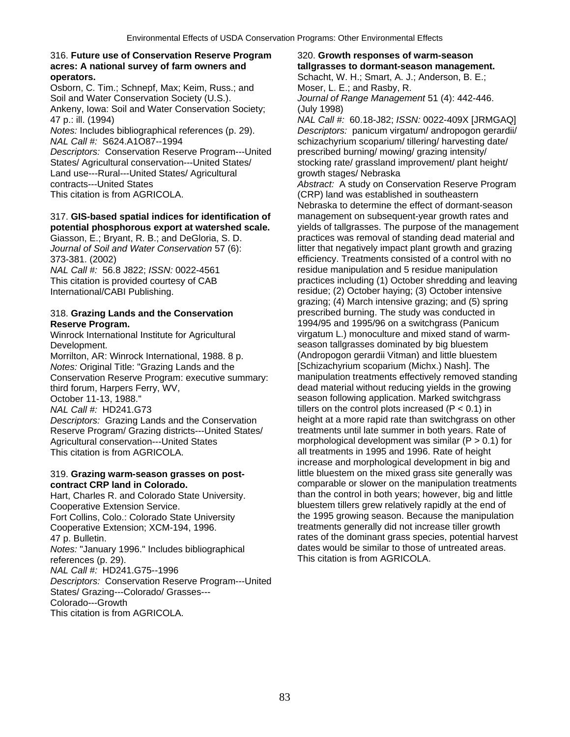316. **Future use of Conservation Reserve Program acres: A national survey of farm owners and operators.**
Osborn, C. Tim.; Schnepf, Max; Keim, Russ.; and Soil and Water Conservation Society (U.S.).
Ankeny, Iowa: Soil and Water Conservation Society; 47 p.: ill. (1994)
*Notes:* Includes bibliographical references (p. 29).
*NAL Call #:* S624.A1O87--1994
*Descriptors:* Conservation Reserve Program---United States/ Agricultural conservation---United States/ Land use---Rural---United States/ Agricultural contracts---United States
This citation is from AGRICOLA.

317. **GIS-based spatial indices for identification of potential phosphorous export at watershed scale.**
Giasson, E.; Bryant, R. B.; and DeGloria, S. D.
*Journal of Soil and Water Conservation* 57 (6): 373-381. (2002)
*NAL Call #:* 56.8 J822; *ISSN:* 0022-4561
This citation is provided courtesy of CAB International/CABI Publishing.

318. **Grazing Lands and the Conservation Reserve Program.**
Winrock International Institute for Agricultural Development.
Morrilton, AR: Winrock International, 1988. 8 p.
*Notes:* Original Title: "Grazing Lands and the Conservation Reserve Program: executive summary: third forum, Harpers Ferry, WV, October 11-13, 1988."
*NAL Call #:* HD241.G73
*Descriptors:* Grazing Lands and the Conservation Reserve Program/ Grazing districts---United States/ Agricultural conservation---United States
This citation is from AGRICOLA.

319. **Grazing warm-season grasses on post-contract CRP land in Colorado.**
Hart, Charles R. and Colorado State University. Cooperative Extension Service.
Fort Collins, Colo.: Colorado State University Cooperative Extension; XCM-194, 1996. 47 p. Bulletin.
*Notes:* "January 1996." Includes bibliographical references (p. 29).
*NAL Call #:* HD241.G75--1996
*Descriptors:* Conservation Reserve Program---United States/ Grazing---Colorado/ Grasses---Colorado---Growth
This citation is from AGRICOLA.

320. **Growth responses of warm-season tallgrasses to dormant-season management.**
Schacht, W. H.; Smart, A. J.; Anderson, B. E.; Moser, L. E.; and Rasby, R.
*Journal of Range Management* 51 (4): 442-446. (July 1998)
*NAL Call #:* 60.18-J82; *ISSN:* 0022-409X [JRMGAQ]
*Descriptors:* panicum virgatum/ andropogon gerardii/ schizachyrium scoparium/ tillering/ harvesting date/ prescribed burning/ mowing/ grazing intensity/ stocking rate/ grassland improvement/ plant height/ growth stages/ Nebraska
*Abstract:* A study on Conservation Reserve Program (CRP) land was established in southeastern Nebraska to determine the effect of dormant-season management on subsequent-year growth rates and yields of tallgrasses. The purpose of the management practices was removal of standing dead material and litter that negatively impact plant growth and grazing efficiency. Treatments consisted of a control with no residue manipulation and 5 residue manipulation practices including (1) October shredding and leaving residue; (2) October haying; (3) October intensive grazing; (4) March intensive grazing; and (5) spring prescribed burning. The study was conducted in 1994/95 and 1995/96 on a switchgrass (Panicum virgatum L.) monoculture and mixed stand of warm-season tallgrasses dominated by big bluestem (Andropogon gerardii Vitman) and little bluestem [Schizachyrium scoparium (Michx.) Nash]. The manipulation treatments effectively removed standing dead material without reducing yields in the growing season following application. Marked switchgrass tillers on the control plots increased ($P < 0.1$) in height at a more rapid rate than switchgrass on other treatments until late summer in both years. Rate of morphological development was similar ($P > 0.1$) for all treatments in 1995 and 1996. Rate of height increase and morphological development in big and little bluestem on the mixed grass site generally was comparable or slower on the manipulation treatments than the control in both years; however, big and little bluestem tillers grew relatively rapidly at the end of the 1995 growing season. Because the manipulation treatments generally did not increase tiller growth rates of the dominant grass species, potential harvest dates would be similar to those of untreated areas.
This citation is from AGRICOLA.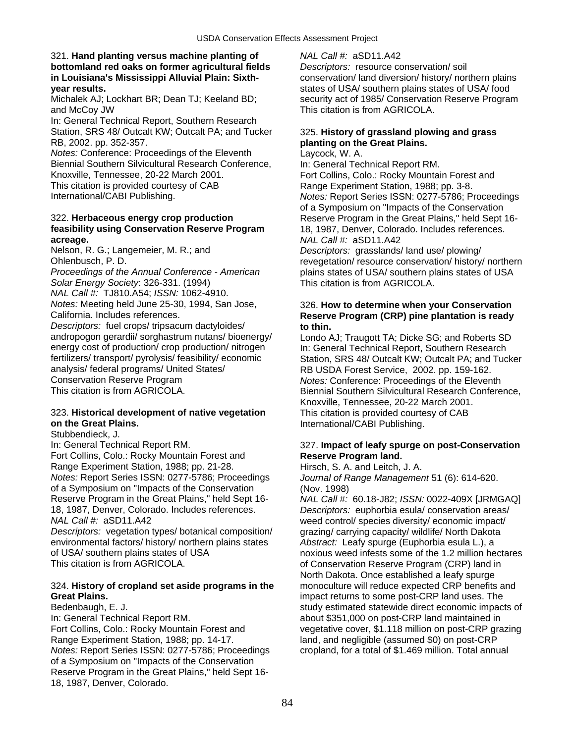321. **Hand planting versus machine planting of bottomland red oaks on former agricultural fields in Louisiana's Mississippi Alluvial Plain: Sixth-year results.**
Michalek AJ; Lockhart BR; Dean TJ; Keeland BD; and McCoy JW
In: General Technical Report, Southern Research Station, SRS 48/ Outcalt KW; Outcalt PA; and Tucker RB, 2002. pp. 352-357.
*Notes:* Conference: Proceedings of the Eleventh Biennial Southern Silvicultural Research Conference, Knoxville, Tennessee, 20-22 March 2001.
This citation is provided courtesy of CAB International/CABI Publishing.

322. **Herbaceous energy crop production feasibility using Conservation Reserve Program acreage.**
Nelson, R. G.; Langemeier, M. R.; and Ohlenbusch, P. D.
*Proceedings of the Annual Conference - American Solar Energy Society*: 326-331. (1994)
*NAL Call #:* TJ810.A54; *ISSN:* 1062-4910.
*Notes:* Meeting held June 25-30, 1994, San Jose, California. Includes references.
*Descriptors:* fuel crops/ tripsacum dactyloides/ andropogon gerardii/ sorghastrum nutans/ bioenergy/ energy cost of production/ crop production/ nitrogen fertilizers/ transport/ pyrolysis/ feasibility/ economic analysis/ federal programs/ United States/ Conservation Reserve Program
This citation is from AGRICOLA.

323. **Historical development of native vegetation on the Great Plains.**
Stubbendieck, J.
In: General Technical Report RM.
Fort Collins, Colo.: Rocky Mountain Forest and Range Experiment Station, 1988; pp. 21-28.
*Notes:* Report Series ISSN: 0277-5786; Proceedings of a Symposium on "Impacts of the Conservation Reserve Program in the Great Plains," held Sept 16-18, 1987, Denver, Colorado. Includes references.
*NAL Call #:* aSD11.A42
*Descriptors:* vegetation types/ botanical composition/ environmental factors/ history/ northern plains states of USA/ southern plains states of USA
This citation is from AGRICOLA.

324. **History of cropland set aside programs in the Great Plains.**
Bedenbaugh, E. J.
In: General Technical Report RM.
Fort Collins, Colo.: Rocky Mountain Forest and Range Experiment Station, 1988; pp. 14-17.
*Notes:* Report Series ISSN: 0277-5786; Proceedings of a Symposium on "Impacts of the Conservation Reserve Program in the Great Plains," held Sept 16-18, 1987, Denver, Colorado.
*NAL Call #:* aSD11.A42
*Descriptors:* resource conservation/ soil conservation/ land diversion/ history/ northern plains states of USA/ southern plains states of USA/ food security act of 1985/ Conservation Reserve Program
This citation is from AGRICOLA.

325. **History of grassland plowing and grass planting on the Great Plains.**
Laycock, W. A.
In: General Technical Report RM.
Fort Collins, Colo.: Rocky Mountain Forest and Range Experiment Station, 1988; pp. 3-8.
*Notes:* Report Series ISSN: 0277-5786; Proceedings of a Symposium on "Impacts of the Conservation Reserve Program in the Great Plains," held Sept 16-18, 1987, Denver, Colorado. Includes references.
*NAL Call #:* aSD11.A42
*Descriptors:* grasslands/ land use/ plowing/ revegetation/ resource conservation/ history/ northern plains states of USA/ southern plains states of USA
This citation is from AGRICOLA.

326. **How to determine when your Conservation Reserve Program (CRP) pine plantation is ready to thin.**
Londo AJ; Traugott TA; Dicke SG; and Roberts SD
In: General Technical Report, Southern Research Station, SRS 48/ Outcalt KW; Outcalt PA; and Tucker RB USDA Forest Service, 2002. pp. 159-162.
*Notes:* Conference: Proceedings of the Eleventh Biennial Southern Silvicultural Research Conference, Knoxville, Tennessee, 20-22 March 2001.
This citation is provided courtesy of CAB International/CABI Publishing.

327. **Impact of leafy spurge on post-Conservation Reserve Program land.**
Hirsch, S. A. and Leitch, J. A.
*Journal of Range Management* 51 (6): 614-620. (Nov. 1998)
*NAL Call #:* 60.18-J82; *ISSN:* 0022-409X [JRMGAQ]
*Descriptors:* euphorbia esula/ conservation areas/ weed control/ species diversity/ economic impact/ grazing/ carrying capacity/ wildlife/ North Dakota
*Abstract:* Leafy spurge (Euphorbia esula L.), a noxious weed infests some of the 1.2 million hectares of Conservation Reserve Program (CRP) land in North Dakota. Once established a leafy spurge monoculture will reduce expected CRP benefits and impact returns to some post-CRP land uses. The study estimated statewide direct economic impacts of about $351,000 on post-CRP land maintained in vegetative cover, $1.118 million on post-CRP grazing land, and negligible (assumed $0) on post-CRP cropland, for a total of $1.469 million. Total annual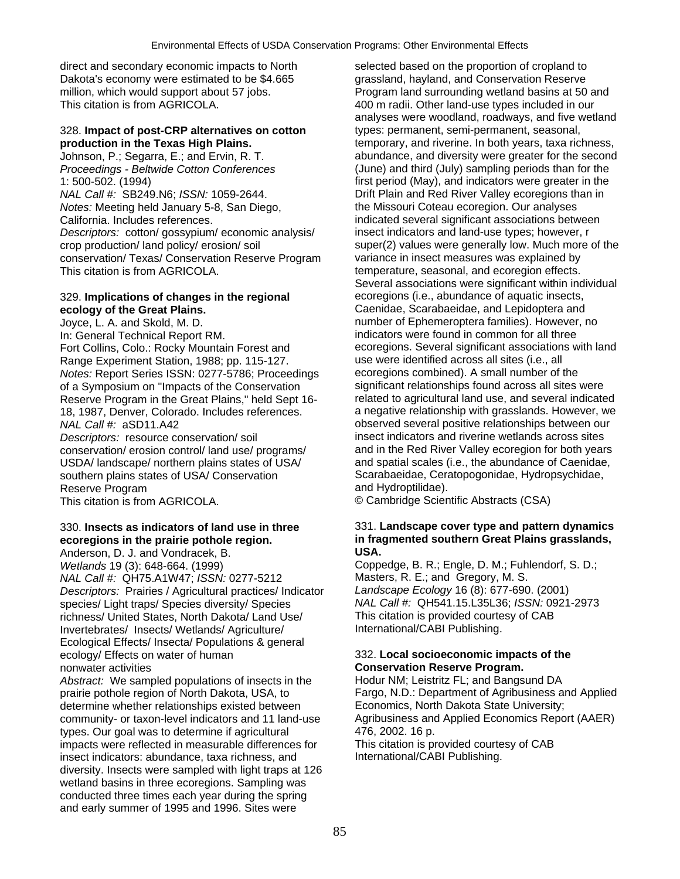direct and secondary economic impacts to North Dakota's economy were estimated to be $4.665 million, which would support about 57 jobs.
This citation is from AGRICOLA.

### 328. **Impact of post-CRP alternatives on cotton production in the Texas High Plains.**

Johnson, P.; Segarra, E.; and Ervin, R. T.
*Proceedings - Beltwide Cotton Conferences* 1: 500-502. (1994)
*NAL Call #:* SB249.N6; *ISSN:* 1059-2644.
*Notes:* Meeting held January 5-8, San Diego, California. Includes references.
*Descriptors:* cotton/ gossypium/ economic analysis/ crop production/ land policy/ erosion/ soil conservation/ Texas/ Conservation Reserve Program
This citation is from AGRICOLA.

### 329. **Implications of changes in the regional ecology of the Great Plains.**

Joyce, L. A. and Skold, M. D.
In: General Technical Report RM.
Fort Collins, Colo.: Rocky Mountain Forest and Range Experiment Station, 1988; pp. 115-127.
*Notes:* Report Series ISSN: 0277-5786; Proceedings of a Symposium on "Impacts of the Conservation Reserve Program in the Great Plains," held Sept 16-18, 1987, Denver, Colorado. Includes references.
*NAL Call #:* aSD11.A42
*Descriptors:* resource conservation/ soil conservation/ erosion control/ land use/ programs/ USDA/ landscape/ northern plains states of USA/ southern plains states of USA/ Conservation Reserve Program
This citation is from AGRICOLA.

### 330. **Insects as indicators of land use in three ecoregions in the prairie pothole region.**

Anderson, D. J. and Vondracek, B.
*Wetlands* 19 (3): 648-664. (1999)
*NAL Call #:* QH75.A1W47; *ISSN:* 0277-5212
*Descriptors:* Prairies / Agricultural practices/ Indicator species/ Light traps/ Species diversity/ Species richness/ United States, North Dakota/ Land Use/ Invertebrates/ Insects/ Wetlands/ Agriculture/ Ecological Effects/ Insecta/ Populations & general ecology/ Effects on water of human nonwater activities
*Abstract:* We sampled populations of insects in the prairie pothole region of North Dakota, USA, to determine whether relationships existed between community- or taxon-level indicators and 11 land-use types. Our goal was to determine if agricultural impacts were reflected in measurable differences for insect indicators: abundance, taxa richness, and diversity. Insects were sampled with light traps at 126 wetland basins in three ecoregions. Sampling was conducted three times each year during the spring and early summer of 1995 and 1996. Sites were selected based on the proportion of cropland to grassland, hayland, and Conservation Reserve Program land surrounding wetland basins at 50 and 400 m radii. Other land-use types included in our analyses were woodland, roadways, and five wetland types: permanent, semi-permanent, seasonal, temporary, and riverine. In both years, taxa richness, abundance, and diversity were greater for the second (June) and third (July) sampling periods than for the first period (May), and indicators were greater in the Drift Plain and Red River Valley ecoregions than in the Missouri Coteau ecoregion. Our analyses indicated several significant associations between insect indicators and land-use types; however, r super(2) values were generally low. Much more of the variance in insect measures was explained by temperature, seasonal, and ecoregion effects. Several associations were significant within individual ecoregions (i.e., abundance of aquatic insects, Caenidae, Scarabaeidae, and Lepidoptera and number of Ephemeroptera families). However, no indicators were found in common for all three ecoregions. Several significant associations with land use were identified across all sites (i.e., all ecoregions combined). A small number of the significant relationships found across all sites were related to agricultural land use, and several indicated a negative relationship with grasslands. However, we observed several positive relationships between our insect indicators and riverine wetlands across sites and in the Red River Valley ecoregion for both years and spatial scales (i.e., the abundance of Caenidae, Scarabaeidae, Ceratopogonidae, Hydropsychidae, and Hydroptilidae).
© Cambridge Scientific Abstracts (CSA)

### 331. **Landscape cover type and pattern dynamics in fragmented southern Great Plains grasslands, USA.**

Coppedge, B. R.; Engle, D. M.; Fuhlendorf, S. D.; Masters, R. E.; and Gregory, M. S.
*Landscape Ecology* 16 (8): 677-690. (2001)
*NAL Call #:* QH541.15.L35L36; *ISSN:* 0921-2973
This citation is provided courtesy of CAB International/CABI Publishing.

### 332. **Local socioeconomic impacts of the Conservation Reserve Program.**

Hodur NM; Leistritz FL; and Bangsund DA
Fargo, N.D.: Department of Agribusiness and Applied Economics, North Dakota State University; Agribusiness and Applied Economics Report (AAER) 476, 2002. 16 p.
This citation is provided courtesy of CAB International/CABI Publishing.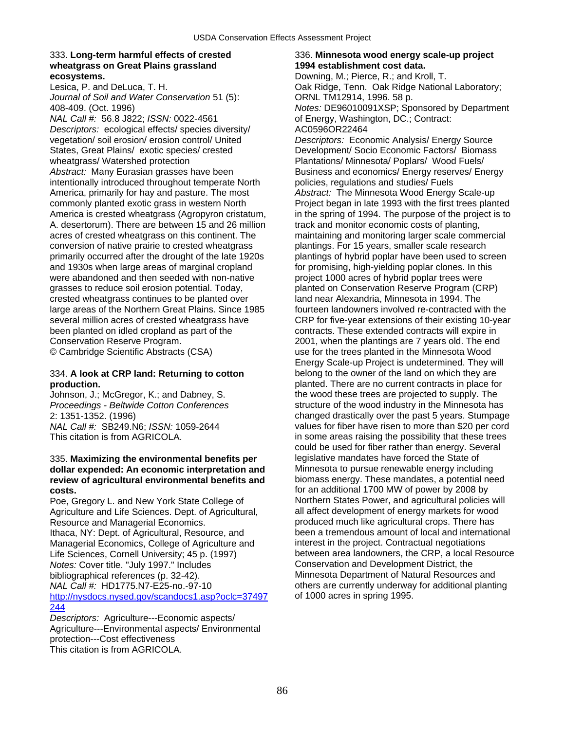333. **Long-term harmful effects of crested wheatgrass on Great Plains grassland ecosystems.**
Lesica, P. and DeLuca, T. H.
*Journal of Soil and Water Conservation* 51 (5): 408-409. (Oct. 1996)
*NAL Call #:* 56.8 J822; *ISSN:* 0022-4561
*Descriptors:* ecological effects/ species diversity/ vegetation/ soil erosion/ erosion control/ United States, Great Plains/ exotic species/ crested wheatgrass/ Watershed protection
*Abstract:* Many Eurasian grasses have been intentionally introduced throughout temperate North America, primarily for hay and pasture. The most commonly planted exotic grass in western North America is crested wheatgrass (Agropyron cristatum, A. desertorum). There are between 15 and 26 million acres of crested wheatgrass on this continent. The conversion of native prairie to crested wheatgrass primarily occurred after the drought of the late 1920s and 1930s when large areas of marginal cropland were abandoned and then seeded with non-native grasses to reduce soil erosion potential. Today, crested wheatgrass continues to be planted over large areas of the Northern Great Plains. Since 1985 several million acres of crested wheatgrass have been planted on idled cropland as part of the Conservation Reserve Program.
© Cambridge Scientific Abstracts (CSA)

334. **A look at CRP land: Returning to cotton production.**
Johnson, J.; McGregor, K.; and Dabney, S.
*Proceedings - Beltwide Cotton Conferences* 2: 1351-1352. (1996)
*NAL Call #:* SB249.N6; *ISSN:* 1059-2644
This citation is from AGRICOLA.

335. **Maximizing the environmental benefits per dollar expended: An economic interpretation and review of agricultural environmental benefits and costs.**
Poe, Gregory L. and New York State College of Agriculture and Life Sciences. Dept. of Agricultural, Resource and Managerial Economics.
Ithaca, NY: Dept. of Agricultural, Resource, and Managerial Economics, College of Agriculture and Life Sciences, Cornell University; 45 p. (1997)
*Notes:* Cover title. "July 1997." Includes bibliographical references (p. 32-42).
*NAL Call #:* HD1775.N7-E25-no.-97-10
http://nysdocs.nysed.gov/scandocs1.asp?oclc=37497244
*Descriptors:* Agriculture---Economic aspects/ Agriculture---Environmental aspects/ Environmental protection---Cost effectiveness
This citation is from AGRICOLA.

336. **Minnesota wood energy scale-up project 1994 establishment cost data.**
Downing, M.; Pierce, R.; and Kroll, T.
Oak Ridge, Tenn. Oak Ridge National Laboratory; ORNL TM12914, 1996. 58 p.
*Notes:* DE96010091XSP; Sponsored by Department of Energy, Washington, DC.; Contract: AC0596OR22464
*Descriptors:* Economic Analysis/ Energy Source Development/ Socio Economic Factors/ Biomass Plantations/ Minnesota/ Poplars/ Wood Fuels/ Business and economics/ Energy reserves/ Energy policies, regulations and studies/ Fuels
*Abstract:* The Minnesota Wood Energy Scale-up Project began in late 1993 with the first trees planted in the spring of 1994. The purpose of the project is to track and monitor economic costs of planting, maintaining and monitoring larger scale commercial plantings. For 15 years, smaller scale research plantings of hybrid poplar have been used to screen for promising, high-yielding poplar clones. In this project 1000 acres of hybrid poplar trees were planted on Conservation Reserve Program (CRP) land near Alexandria, Minnesota in 1994. The fourteen landowners involved re-contracted with the CRP for five-year extensions of their existing 10-year contracts. These extended contracts will expire in 2001, when the plantings are 7 years old. The end use for the trees planted in the Minnesota Wood Energy Scale-up Project is undetermined. They will belong to the owner of the land on which they are planted. There are no current contracts in place for the wood these trees are projected to supply. The structure of the wood industry in the Minnesota has changed drastically over the past 5 years. Stumpage values for fiber have risen to more than $20 per cord in some areas raising the possibility that these trees could be used for fiber rather than energy. Several legislative mandates have forced the State of Minnesota to pursue renewable energy including biomass energy. These mandates, a potential need for an additional 1700 MW of power by 2008 by Northern States Power, and agricultural policies will all affect development of energy markets for wood produced much like agricultural crops. There has been a tremendous amount of local and international interest in the project. Contractual negotiations between area landowners, the CRP, a local Resource Conservation and Development District, the Minnesota Department of Natural Resources and others are currently underway for additional planting of 1000 acres in spring 1995.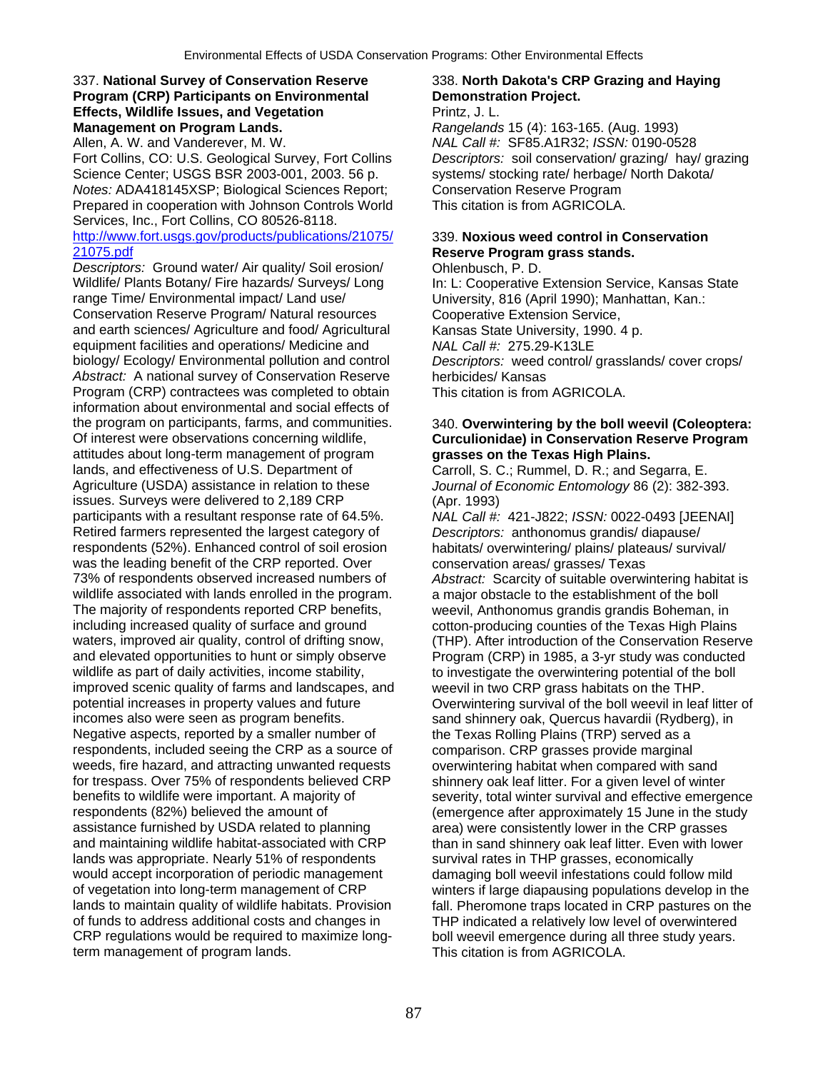337. **National Survey of Conservation Reserve Program (CRP) Participants on Environmental Effects, Wildlife Issues, and Vegetation Management on Program Lands.**
Allen, A. W. and Vanderever, M. W.
Fort Collins, CO: U.S. Geological Survey, Fort Collins Science Center; USGS BSR 2003-001, 2003. 56 p.
*Notes:* ADA418145XSP; Biological Sciences Report; Prepared in cooperation with Johnson Controls World Services, Inc., Fort Collins, CO 80526-8118.
http://www.fort.usgs.gov/products/publications/21075/21075.pdf
*Descriptors:* Ground water/ Air quality/ Soil erosion/ Wildlife/ Plants Botany/ Fire hazards/ Surveys/ Long range Time/ Environmental impact/ Land use/ Conservation Reserve Program/ Natural resources and earth sciences/ Agriculture and food/ Agricultural equipment facilities and operations/ Medicine and biology/ Ecology/ Environmental pollution and control
*Abstract:* A national survey of Conservation Reserve Program (CRP) contractees was completed to obtain information about environmental and social effects of the program on participants, farms, and communities. Of interest were observations concerning wildlife, attitudes about long-term management of program lands, and effectiveness of U.S. Department of Agriculture (USDA) assistance in relation to these issues. Surveys were delivered to 2,189 CRP participants with a resultant response rate of 64.5%. Retired farmers represented the largest category of respondents (52%). Enhanced control of soil erosion was the leading benefit of the CRP reported. Over 73% of respondents observed increased numbers of wildlife associated with lands enrolled in the program. The majority of respondents reported CRP benefits, including increased quality of surface and ground waters, improved air quality, control of drifting snow, and elevated opportunities to hunt or simply observe wildlife as part of daily activities, income stability, improved scenic quality of farms and landscapes, and potential increases in property values and future incomes also were seen as program benefits. Negative aspects, reported by a smaller number of respondents, included seeing the CRP as a source of weeds, fire hazard, and attracting unwanted requests for trespass. Over 75% of respondents believed CRP benefits to wildlife were important. A majority of respondents (82%) believed the amount of assistance furnished by USDA related to planning and maintaining wildlife habitat-associated with CRP lands was appropriate. Nearly 51% of respondents would accept incorporation of periodic management of vegetation into long-term management of CRP lands to maintain quality of wildlife habitats. Provision of funds to address additional costs and changes in CRP regulations would be required to maximize long-term management of program lands.

338. **North Dakota's CRP Grazing and Haying Demonstration Project.**
Printz, J. L.
*Rangelands* 15 (4): 163-165. (Aug. 1993)
*NAL Call #:* SF85.A1R32; *ISSN:* 0190-0528
*Descriptors:* soil conservation/ grazing/ hay/ grazing systems/ stocking rate/ herbage/ North Dakota/ Conservation Reserve Program
This citation is from AGRICOLA.

339. **Noxious weed control in Conservation Reserve Program grass stands.**
Ohlenbusch, P. D.
In: L: Cooperative Extension Service, Kansas State University, 816 (April 1990); Manhattan, Kan.: Cooperative Extension Service, Kansas State University, 1990. 4 p.
*NAL Call #:* 275.29-K13LE
*Descriptors:* weed control/ grasslands/ cover crops/ herbicides/ Kansas
This citation is from AGRICOLA.

340. **Overwintering by the boll weevil (Coleoptera: Curculionidae) in Conservation Reserve Program grasses on the Texas High Plains.**
Carroll, S. C.; Rummel, D. R.; and Segarra, E.
*Journal of Economic Entomology* 86 (2): 382-393. (Apr. 1993)
*NAL Call #:* 421-J822; *ISSN:* 0022-0493 [JEENAI]
*Descriptors:* anthonomus grandis/ diapause/ habitats/ overwintering/ plains/ plateaus/ survival/ conservation areas/ grasses/ Texas
*Abstract:* Scarcity of suitable overwintering habitat is a major obstacle to the establishment of the boll weevil, Anthonomus grandis grandis Boheman, in cotton-producing counties of the Texas High Plains (THP). After introduction of the Conservation Reserve Program (CRP) in 1985, a 3-yr study was conducted to investigate the overwintering potential of the boll weevil in two CRP grass habitats on the THP. Overwintering survival of the boll weevil in leaf litter of sand shinnery oak, Quercus havardii (Rydberg), in the Texas Rolling Plains (TRP) served as a comparison. CRP grasses provide marginal overwintering habitat when compared with sand shinnery oak leaf litter. For a given level of winter severity, total winter survival and effective emergence (emergence after approximately 15 June in the study area) were consistently lower in the CRP grasses than in sand shinnery oak leaf litter. Even with lower survival rates in THP grasses, economically damaging boll weevil infestations could follow mild winters if large diapausing populations develop in the fall. Pheromone traps located in CRP pastures on the THP indicated a relatively low level of overwintered boll weevil emergence during all three study years.
This citation is from AGRICOLA.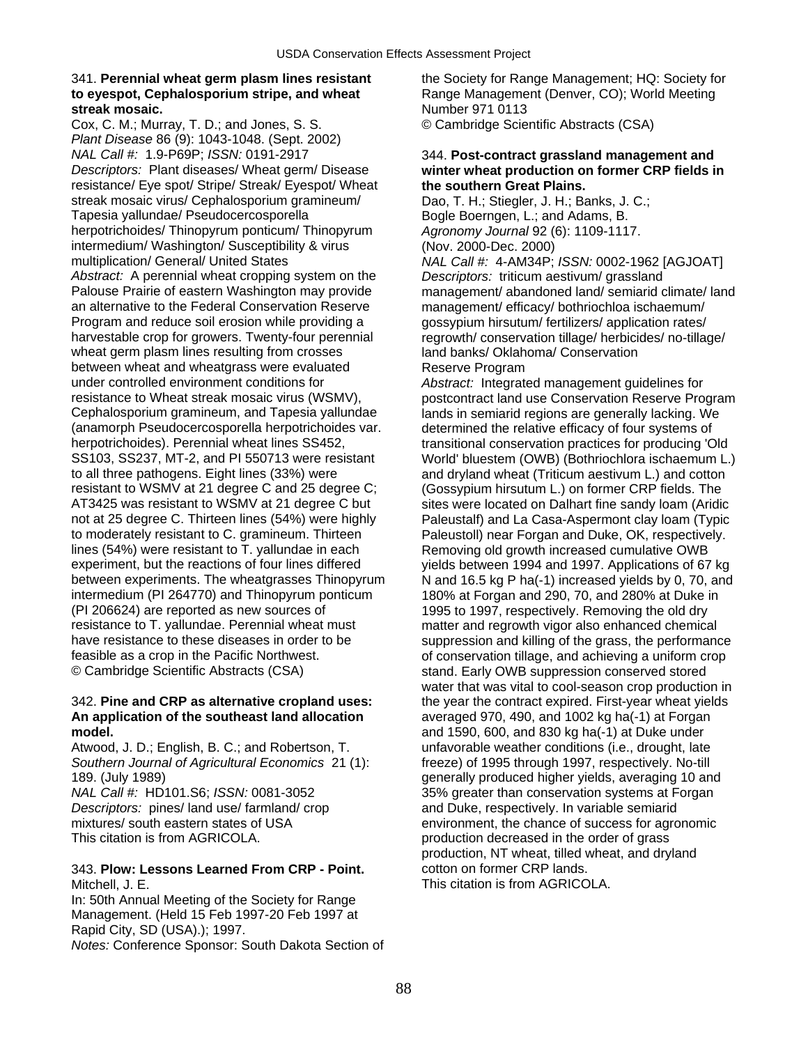341. **Perennial wheat germ plasm lines resistant to eyespot, Cephalosporium stripe, and wheat streak mosaic.**
Cox, C. M.; Murray, T. D.; and Jones, S. S.
*Plant Disease* 86 (9): 1043-1048. (Sept. 2002)
*NAL Call #:* 1.9-P69P; *ISSN:* 0191-2917
*Descriptors:* Plant diseases/ Wheat germ/ Disease resistance/ Eye spot/ Stripe/ Streak/ Eyespot/ Wheat streak mosaic virus/ Cephalosporium gramineum/ Tapesia yallundae/ Pseudocercosporella herpotrichoides/ Thinopyrum ponticum/ Thinopyrum intermedium/ Washington/ Susceptibility & virus multiplication/ General/ United States
*Abstract:* A perennial wheat cropping system on the Palouse Prairie of eastern Washington may provide an alternative to the Federal Conservation Reserve Program and reduce soil erosion while providing a harvestable crop for growers. Twenty-four perennial wheat germ plasm lines resulting from crosses between wheat and wheatgrass were evaluated under controlled environment conditions for resistance to Wheat streak mosaic virus (WSMV), Cephalosporium gramineum, and Tapesia yallundae (anamorph Pseudocercosporella herpotrichoides var. herpotrichoides). Perennial wheat lines SS452, SS103, SS237, MT-2, and PI 550713 were resistant to all three pathogens. Eight lines (33%) were resistant to WSMV at 21 degree C and 25 degree C; AT3425 was resistant to WSMV at 21 degree C but not at 25 degree C. Thirteen lines (54%) were highly to moderately resistant to C. gramineum. Thirteen lines (54%) were resistant to T. yallundae in each experiment, but the reactions of four lines differed between experiments. The wheatgrasses Thinopyrum intermedium (PI 264770) and Thinopyrum ponticum (PI 206624) are reported as new sources of resistance to T. yallundae. Perennial wheat must have resistance to these diseases in order to be feasible as a crop in the Pacific Northwest.
© Cambridge Scientific Abstracts (CSA)

342. **Pine and CRP as alternative cropland uses: An application of the southeast land allocation model.**
Atwood, J. D.; English, B. C.; and Robertson, T.
*Southern Journal of Agricultural Economics* 21 (1): 189. (July 1989)
*NAL Call #:* HD101.S6; *ISSN:* 0081-3052
*Descriptors:* pines/ land use/ farmland/ crop mixtures/ south eastern states of USA
This citation is from AGRICOLA.

343. **Plow: Lessons Learned From CRP - Point.**
Mitchell, J. E.
In: 50th Annual Meeting of the Society for Range Management. (Held 15 Feb 1997-20 Feb 1997 at Rapid City, SD (USA).); 1997.
*Notes:* Conference Sponsor: South Dakota Section of the Society for Range Management; HQ: Society for Range Management (Denver, CO); World Meeting Number 971 0113
© Cambridge Scientific Abstracts (CSA)

344. **Post-contract grassland management and winter wheat production on former CRP fields in the southern Great Plains.**
Dao, T. H.; Stiegler, J. H.; Banks, J. C.; Bogle Boerngen, L.; and Adams, B.
*Agronomy Journal* 92 (6): 1109-1117. (Nov. 2000-Dec. 2000)
*NAL Call #:* 4-AM34P; *ISSN:* 0002-1962 [AGJOAT]
*Descriptors:* triticum aestivum/ grassland management/ abandoned land/ semiarid climate/ land management/ efficacy/ bothriochloa ischaemum/ gossypium hirsutum/ fertilizers/ application rates/ regrowth/ conservation tillage/ herbicides/ no-tillage/ land banks/ Oklahoma/ Conservation Reserve Program
*Abstract:* Integrated management guidelines for postcontract land use Conservation Reserve Program lands in semiarid regions are generally lacking. We determined the relative efficacy of four systems of transitional conservation practices for producing 'Old World' bluestem (OWB) (Bothriochlora ischaemum L.) and dryland wheat (Triticum aestivum L.) and cotton (Gossypium hirsutum L.) on former CRP fields. The sites were located on Dalhart fine sandy loam (Aridic Paleustalf) and La Casa-Aspermont clay loam (Typic Paleustoll) near Forgan and Duke, OK, respectively. Removing old growth increased cumulative OWB yields between 1994 and 1997. Applications of 67 kg N and 16.5 kg P ha(-1) increased yields by 0, 70, and 180% at Forgan and 290, 70, and 280% at Duke in 1995 to 1997, respectively. Removing the old dry matter and regrowth vigor also enhanced chemical suppression and killing of the grass, the performance of conservation tillage, and achieving a uniform crop stand. Early OWB suppression conserved stored water that was vital to cool-season crop production in the year the contract expired. First-year wheat yields averaged 970, 490, and 1002 kg ha(-1) at Forgan and 1590, 600, and 830 kg ha(-1) at Duke under unfavorable weather conditions (i.e., drought, late freeze) of 1995 through 1997, respectively. No-till generally produced higher yields, averaging 10 and 35% greater than conservation systems at Forgan and Duke, respectively. In variable semiarid environment, the chance of success for agronomic production decreased in the order of grass production, NT wheat, tilled wheat, and dryland cotton on former CRP lands.
This citation is from AGRICOLA.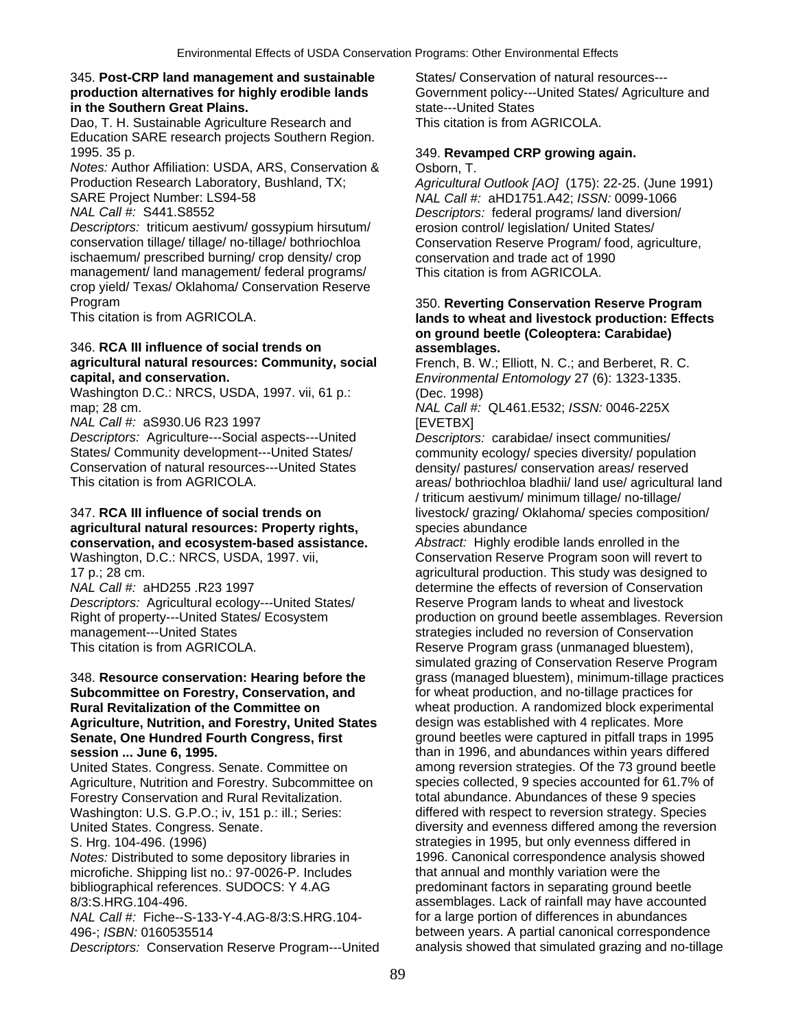345. **Post-CRP land management and sustainable production alternatives for highly erodible lands in the Southern Great Plains.**
Dao, T. H. Sustainable Agriculture Research and Education SARE research projects Southern Region. 1995. 35 p.
*Notes:* Author Affiliation: USDA, ARS, Conservation & Production Research Laboratory, Bushland, TX; SARE Project Number: LS94-58
*NAL Call #:* S441.S8552
*Descriptors:* triticum aestivum/ gossypium hirsutum/ conservation tillage/ tillage/ no-tillage/ bothriochloa ischaemum/ prescribed burning/ crop density/ crop management/ land management/ federal programs/ crop yield/ Texas/ Oklahoma/ Conservation Reserve Program
This citation is from AGRICOLA.

346. **RCA III influence of social trends on agricultural natural resources: Community, social capital, and conservation.**
Washington D.C.: NRCS, USDA, 1997. vii, 61 p.: map; 28 cm.
*NAL Call #:* aS930.U6 R23 1997
*Descriptors:* Agriculture---Social aspects---United States/ Community development---United States/ Conservation of natural resources---United States
This citation is from AGRICOLA.

347. **RCA III influence of social trends on agricultural natural resources: Property rights, conservation, and ecosystem-based assistance.**
Washington, D.C.: NRCS, USDA, 1997. vii, 17 p.; 28 cm.
*NAL Call #:* aHD255 .R23 1997
*Descriptors:* Agricultural ecology---United States/ Right of property---United States/ Ecosystem management---United States
This citation is from AGRICOLA.

348. **Resource conservation: Hearing before the Subcommittee on Forestry, Conservation, and Rural Revitalization of the Committee on Agriculture, Nutrition, and Forestry, United States Senate, One Hundred Fourth Congress, first session ... June 6, 1995.**
United States. Congress. Senate. Committee on Agriculture, Nutrition and Forestry. Subcommittee on Forestry Conservation and Rural Revitalization. Washington: U.S. G.P.O.; iv, 151 p.: ill.; Series: United States. Congress. Senate. S. Hrg. 104-496. (1996)
*Notes:* Distributed to some depository libraries in microfiche. Shipping list no.: 97-0026-P. Includes bibliographical references. SUDOCS: Y 4.AG 8/3:S.HRG.104-496.
*NAL Call #:* Fiche--S-133-Y-4.AG-8/3:S.HRG.104-496-; *ISBN:* 0160535514
*Descriptors:* Conservation Reserve Program---United States/ Conservation of natural resources---Government policy---United States/ Agriculture and state---United States
This citation is from AGRICOLA.

349. **Revamped CRP growing again.**
Osborn, T.
*Agricultural Outlook [AO]* (175): 22-25. (June 1991)
*NAL Call #:* aHD1751.A42; *ISSN:* 0099-1066
*Descriptors:* federal programs/ land diversion/ erosion control/ legislation/ United States/ Conservation Reserve Program/ food, agriculture, conservation and trade act of 1990
This citation is from AGRICOLA.

350. **Reverting Conservation Reserve Program lands to wheat and livestock production: Effects on ground beetle (Coleoptera: Carabidae) assemblages.**
French, B. W.; Elliott, N. C.; and Berberet, R. C.
*Environmental Entomology* 27 (6): 1323-1335. (Dec. 1998)
*NAL Call #:* QL461.E532; *ISSN:* 0046-225X [EVETBX]
*Descriptors:* carabidae/ insect communities/ community ecology/ species diversity/ population density/ pastures/ conservation areas/ reserved areas/ bothriochloa bladhii/ land use/ agricultural land / triticum aestivum/ minimum tillage/ no-tillage/ livestock/ grazing/ Oklahoma/ species composition/ species abundance
*Abstract:* Highly erodible lands enrolled in the Conservation Reserve Program soon will revert to agricultural production. This study was designed to determine the effects of reversion of Conservation Reserve Program lands to wheat and livestock production on ground beetle assemblages. Reversion strategies included no reversion of Conservation Reserve Program grass (unmanaged bluestem), simulated grazing of Conservation Reserve Program grass (managed bluestem), minimum-tillage practices for wheat production, and no-tillage practices for wheat production. A randomized block experimental design was established with 4 replicates. More ground beetles were captured in pitfall traps in 1995 than in 1996, and abundances within years differed among reversion strategies. Of the 73 ground beetle species collected, 9 species accounted for 61.7% of total abundance. Abundances of these 9 species differed with respect to reversion strategy. Species diversity and evenness differed among the reversion strategies in 1995, but only evenness differed in 1996. Canonical correspondence analysis showed that annual and monthly variation were the predominant factors in separating ground beetle assemblages. Lack of rainfall may have accounted for a large portion of differences in abundances between years. A partial canonical correspondence analysis showed that simulated grazing and no-tillage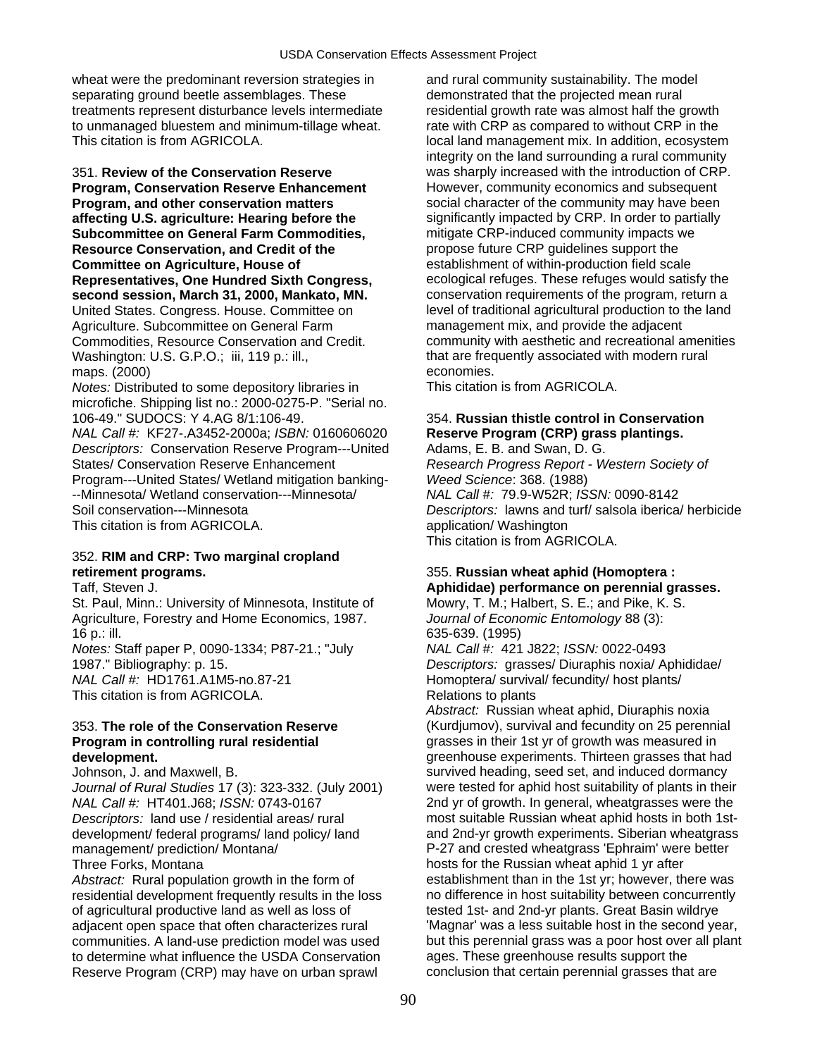wheat were the predominant reversion strategies in separating ground beetle assemblages. These treatments represent disturbance levels intermediate to unmanaged bluestem and minimum-tillage wheat.
This citation is from AGRICOLA.

351. **Review of the Conservation Reserve Program, Conservation Reserve Enhancement Program, and other conservation matters affecting U.S. agriculture: Hearing before the Subcommittee on General Farm Commodities, Resource Conservation, and Credit of the Committee on Agriculture, House of Representatives, One Hundred Sixth Congress, second session, March 31, 2000, Mankato, MN.**
United States. Congress. House. Committee on Agriculture. Subcommittee on General Farm Commodities, Resource Conservation and Credit.
Washington: U.S. G.P.O.; iii, 119 p.: ill., maps. (2000)
*Notes:* Distributed to some depository libraries in microfiche. Shipping list no.: 2000-0275-P. "Serial no. 106-49." SUDOCS: Y 4.AG 8/1:106-49.
*NAL Call #:* KF27-.A3452-2000a; *ISBN:* 0160606020
*Descriptors:* Conservation Reserve Program---United States/ Conservation Reserve Enhancement Program---United States/ Wetland mitigation banking---Minnesota/ Wetland conservation---Minnesota/ Soil conservation---Minnesota
This citation is from AGRICOLA.

352. **RIM and CRP: Two marginal cropland retirement programs.**
Taff, Steven J.
St. Paul, Minn.: University of Minnesota, Institute of Agriculture, Forestry and Home Economics, 1987. 16 p.: ill.
*Notes:* Staff paper P, 0090-1334; P87-21.; "July 1987." Bibliography: p. 15.
*NAL Call #:* HD1761.A1M5-no.87-21
This citation is from AGRICOLA.

353. **The role of the Conservation Reserve Program in controlling rural residential development.**
Johnson, J. and Maxwell, B.
*Journal of Rural Studies* 17 (3): 323-332. (July 2001)
*NAL Call #:* HT401.J68; *ISSN:* 0743-0167
*Descriptors:* land use / residential areas/ rural development/ federal programs/ land policy/ land management/ prediction/ Montana/ Three Forks, Montana
*Abstract:* Rural population growth in the form of residential development frequently results in the loss of agricultural productive land as well as loss of adjacent open space that often characterizes rural communities. A land-use prediction model was used to determine what influence the USDA Conservation Reserve Program (CRP) may have on urban sprawl and rural community sustainability. The model demonstrated that the projected mean rural residential growth rate was almost half the growth rate with CRP as compared to without CRP in the local land management mix. In addition, ecosystem integrity on the land surrounding a rural community was sharply increased with the introduction of CRP. However, community economics and subsequent social character of the community may have been significantly impacted by CRP. In order to partially mitigate CRP-induced community impacts we propose future CRP guidelines support the establishment of within-production field scale ecological refuges. These refuges would satisfy the conservation requirements of the program, return a level of traditional agricultural production to the land management mix, and provide the adjacent community with aesthetic and recreational amenities that are frequently associated with modern rural economies.
This citation is from AGRICOLA.

354. **Russian thistle control in Conservation Reserve Program (CRP) grass plantings.**
Adams, E. B. and Swan, D. G.
*Research Progress Report - Western Society of Weed Science*: 368. (1988)
*NAL Call #:* 79.9-W52R; *ISSN:* 0090-8142
*Descriptors:* lawns and turf/ salsola iberica/ herbicide application/ Washington
This citation is from AGRICOLA.

355. **Russian wheat aphid (Homoptera : Aphididae) performance on perennial grasses.**
Mowry, T. M.; Halbert, S. E.; and Pike, K. S.
*Journal of Economic Entomology* 88 (3): 635-639. (1995)
*NAL Call #:* 421 J822; *ISSN:* 0022-0493
*Descriptors:* grasses/ Diuraphis noxia/ Aphididae/ Homoptera/ survival/ fecundity/ host plants/ Relations to plants
*Abstract:* Russian wheat aphid, Diuraphis noxia (Kurdjumov), survival and fecundity on 25 perennial grasses in their 1st yr of growth was measured in greenhouse experiments. Thirteen grasses that had survived heading, seed set, and induced dormancy were tested for aphid host suitability of plants in their 2nd yr of growth. In general, wheatgrasses were the most suitable Russian wheat aphid hosts in both 1st- and 2nd-yr growth experiments. Siberian wheatgrass P-27 and crested wheatgrass 'Ephraim' were better hosts for the Russian wheat aphid 1 yr after establishment than in the 1st yr; however, there was no difference in host suitability between concurrently tested 1st- and 2nd-yr plants. Great Basin wildrye 'Magnar' was a less suitable host in the second year, but this perennial grass was a poor host over all plant ages. These greenhouse results support the conclusion that certain perennial grasses that are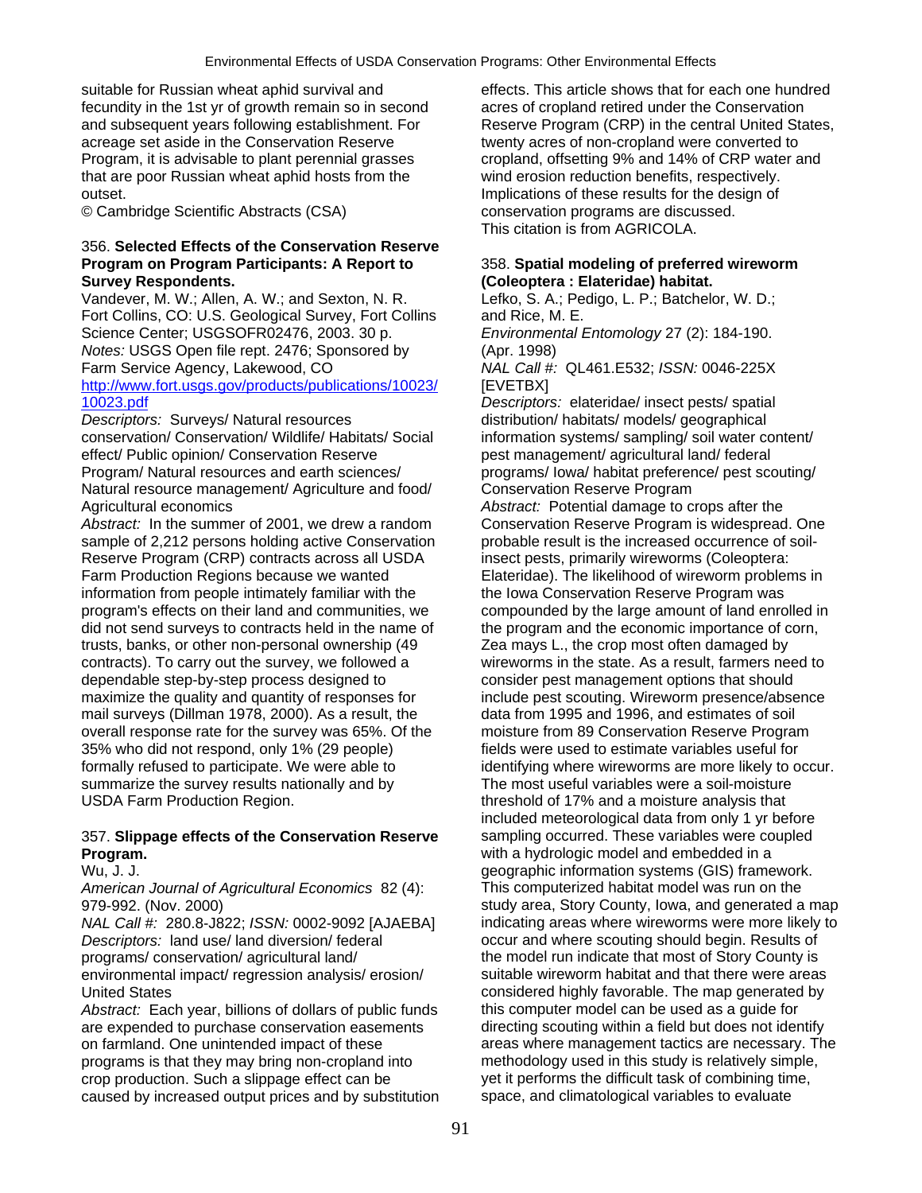suitable for Russian wheat aphid survival and fecundity in the 1st yr of growth remain so in second and subsequent years following establishment. For acreage set aside in the Conservation Reserve Program, it is advisable to plant perennial grasses that are poor Russian wheat aphid hosts from the outset.
© Cambridge Scientific Abstracts (CSA)

356. **Selected Effects of the Conservation Reserve Program on Program Participants: A Report to Survey Respondents.**
Vandever, M. W.; Allen, A. W.; and Sexton, N. R.
Fort Collins, CO: U.S. Geological Survey, Fort Collins Science Center; USGSOFR02476, 2003. 30 p.
*Notes:* USGS Open file rept. 2476; Sponsored by Farm Service Agency, Lakewood, CO
http://www.fort.usgs.gov/products/publications/10023/10023.pdf
*Descriptors:* Surveys/ Natural resources conservation/ Conservation/ Wildlife/ Habitats/ Social effect/ Public opinion/ Conservation Reserve Program/ Natural resources and earth sciences/ Natural resource management/ Agriculture and food/ Agricultural economics
*Abstract:* In the summer of 2001, we drew a random sample of 2,212 persons holding active Conservation Reserve Program (CRP) contracts across all USDA Farm Production Regions because we wanted information from people intimately familiar with the program's effects on their land and communities, we did not send surveys to contracts held in the name of trusts, banks, or other non-personal ownership (49 contracts). To carry out the survey, we followed a dependable step-by-step process designed to maximize the quality and quantity of responses for mail surveys (Dillman 1978, 2000). As a result, the overall response rate for the survey was 65%. Of the 35% who did not respond, only 1% (29 people) formally refused to participate. We were able to summarize the survey results nationally and by USDA Farm Production Region.

357. **Slippage effects of the Conservation Reserve Program.**
Wu, J. J.
*American Journal of Agricultural Economics* 82 (4): 979-992. (Nov. 2000)
*NAL Call #:* 280.8-J822; *ISSN:* 0002-9092 [AJAEBA]
*Descriptors:* land use/ land diversion/ federal programs/ conservation/ agricultural land/ environmental impact/ regression analysis/ erosion/ United States
*Abstract:* Each year, billions of dollars of public funds are expended to purchase conservation easements on farmland. One unintended impact of these programs is that they may bring non-cropland into crop production. Such a slippage effect can be caused by increased output prices and by substitution effects. This article shows that for each one hundred acres of cropland retired under the Conservation Reserve Program (CRP) in the central United States, twenty acres of non-cropland were converted to cropland, offsetting 9% and 14% of CRP water and wind erosion reduction benefits, respectively. Implications of these results for the design of conservation programs are discussed.
This citation is from AGRICOLA.

358. **Spatial modeling of preferred wireworm (Coleoptera : Elateridae) habitat.**
Lefko, S. A.; Pedigo, L. P.; Batchelor, W. D.; and Rice, M. E.
*Environmental Entomology* 27 (2): 184-190. (Apr. 1998)
*NAL Call #:* QL461.E532; *ISSN:* 0046-225X [EVETBX]
*Descriptors:* elateridae/ insect pests/ spatial distribution/ habitats/ models/ geographical information systems/ sampling/ soil water content/ pest management/ agricultural land/ federal programs/ Iowa/ habitat preference/ pest scouting/ Conservation Reserve Program
*Abstract:* Potential damage to crops after the Conservation Reserve Program is widespread. One probable result is the increased occurrence of soil-insect pests, primarily wireworms (Coleoptera: Elateridae). The likelihood of wireworm problems in the Iowa Conservation Reserve Program was compounded by the large amount of land enrolled in the program and the economic importance of corn, Zea mays L., the crop most often damaged by wireworms in the state. As a result, farmers need to consider pest management options that should include pest scouting. Wireworm presence/absence data from 1995 and 1996, and estimates of soil moisture from 89 Conservation Reserve Program fields were used to estimate variables useful for identifying where wireworms are more likely to occur. The most useful variables were a soil-moisture threshold of 17% and a moisture analysis that included meteorological data from only 1 yr before sampling occurred. These variables were coupled with a hydrologic model and embedded in a geographic information systems (GIS) framework. This computerized habitat model was run on the study area, Story County, Iowa, and generated a map indicating areas where wireworms were more likely to occur and where scouting should begin. Results of the model run indicate that most of Story County is suitable wireworm habitat and that there were areas considered highly favorable. The map generated by this computer model can be used as a guide for directing scouting within a field but does not identify areas where management tactics are necessary. The methodology used in this study is relatively simple, yet it performs the difficult task of combining time, space, and climatological variables to evaluate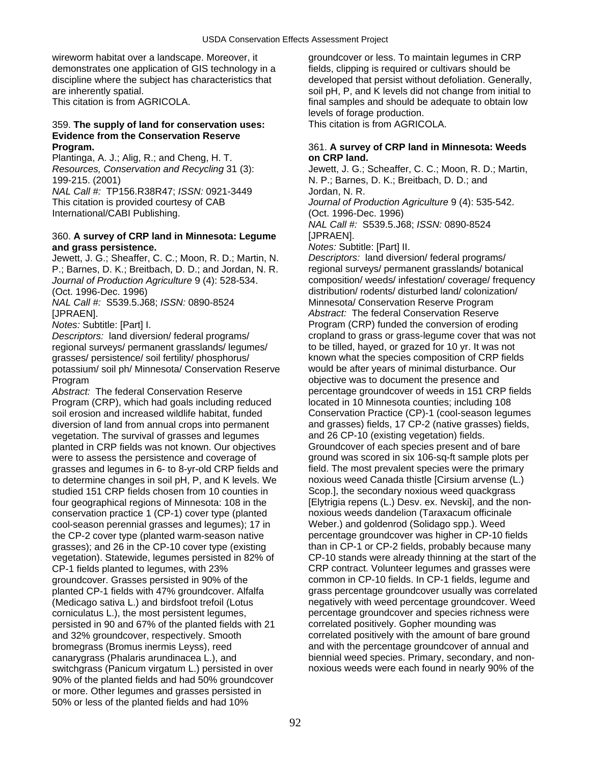wireworm habitat over a landscape. Moreover, it demonstrates one application of GIS technology in a discipline where the subject has characteristics that are inherently spatial.
This citation is from AGRICOLA.

359. **The supply of land for conservation uses: Evidence from the Conservation Reserve Program.**
Plantinga, A. J.; Alig, R.; and Cheng, H. T.
*Resources, Conservation and Recycling* 31 (3): 199-215. (2001)
*NAL Call #:* TP156.R38R47; *ISSN:* 0921-3449
This citation is provided courtesy of CAB International/CABI Publishing.

360. **A survey of CRP land in Minnesota: Legume and grass persistence.**
Jewett, J. G.; Sheaffer, C. C.; Moon, R. D.; Martin, N. P.; Barnes, D. K.; Breitbach, D. D.; and Jordan, N. R.
*Journal of Production Agriculture* 9 (4): 528-534. (Oct. 1996-Dec. 1996)
*NAL Call #:* S539.5.J68; *ISSN:* 0890-8524 [JPRAEN].
*Notes:* Subtitle: [Part] I.
*Descriptors:* land diversion/ federal programs/ regional surveys/ permanent grasslands/ legumes/ grasses/ persistence/ soil fertility/ phosphorus/ potassium/ soil ph/ Minnesota/ Conservation Reserve Program
*Abstract:* The federal Conservation Reserve Program (CRP), which had goals including reduced soil erosion and increased wildlife habitat, funded diversion of land from annual crops into permanent vegetation. The survival of grasses and legumes planted in CRP fields was not known. Our objectives were to assess the persistence and coverage of grasses and legumes in 6- to 8-yr-old CRP fields and to determine changes in soil pH, P, and K levels. We studied 151 CRP fields chosen from 10 counties in four geographical regions of Minnesota: 108 in the conservation practice 1 (CP-1) cover type (planted cool-season perennial grasses and legumes); 17 in the CP-2 cover type (planted warm-season native grasses); and 26 in the CP-10 cover type (existing vegetation). Statewide, legumes persisted in 82% of CP-1 fields planted to legumes, with 23% groundcover. Grasses persisted in 90% of the planted CP-1 fields with 47% groundcover. Alfalfa (Medicago sativa L.) and birdsfoot trefoil (Lotus corniculatus L.), the most persistent legumes, persisted in 90 and 67% of the planted fields with 21 and 32% groundcover, respectively. Smooth bromegrass (Bromus inermis Leyss), reed canarygrass (Phalaris arundinacea L.), and switchgrass (Panicum virgatum L.) persisted in over 90% of the planted fields and had 50% groundcover or more. Other legumes and grasses persisted in 50% or less of the planted fields and had 10% groundcover or less. To maintain legumes in CRP fields, clipping is required or cultivars should be developed that persist without defoliation. Generally, soil pH, P, and K levels did not change from initial to final samples and should be adequate to obtain low levels of forage production.
This citation is from AGRICOLA.

361. **A survey of CRP land in Minnesota: Weeds on CRP land.**
Jewett, J. G.; Scheaffer, C. C.; Moon, R. D.; Martin, N. P.; Barnes, D. K.; Breitbach, D. D.; and Jordan, N. R.
*Journal of Production Agriculture* 9 (4): 535-542. (Oct. 1996-Dec. 1996)
*NAL Call #:* S539.5.J68; *ISSN:* 0890-8524 [JPRAEN].
*Notes:* Subtitle: [Part] II.
*Descriptors:* land diversion/ federal programs/ regional surveys/ permanent grasslands/ botanical composition/ weeds/ infestation/ coverage/ frequency distribution/ rodents/ disturbed land/ colonization/ Minnesota/ Conservation Reserve Program
*Abstract:* The federal Conservation Reserve Program (CRP) funded the conversion of eroding cropland to grass or grass-legume cover that was not to be tilled, hayed, or grazed for 10 yr. It was not known what the species composition of CRP fields would be after years of minimal disturbance. Our objective was to document the presence and percentage groundcover of weeds in 151 CRP fields located in 10 Minnesota counties; including 108 Conservation Practice (CP)-1 (cool-season legumes and grasses) fields, 17 CP-2 (native grasses) fields, and 26 CP-10 (existing vegetation) fields. Groundcover of each species present and of bare ground was scored in six 106-sq-ft sample plots per field. The most prevalent species were the primary noxious weed Canada thistle [Cirsium arvense (L.) Scop.], the secondary noxious weed quackgrass [Elytrigia repens (L.) Desv. ex. Nevski], and the non-noxious weeds dandelion (Taraxacum officinale Weber.) and goldenrod (Solidago spp.). Weed percentage groundcover was higher in CP-10 fields than in CP-1 or CP-2 fields, probably because many CP-10 stands were already thinning at the start of the CRP contract. Volunteer legumes and grasses were common in CP-10 fields. In CP-1 fields, legume and grass percentage groundcover usually was correlated negatively with weed percentage groundcover. Weed percentage groundcover and species richness were correlated positively. Gopher mounding was correlated positively with the amount of bare ground and with the percentage groundcover of annual and biennial weed species. Primary, secondary, and non-noxious weeds were each found in nearly 90% of the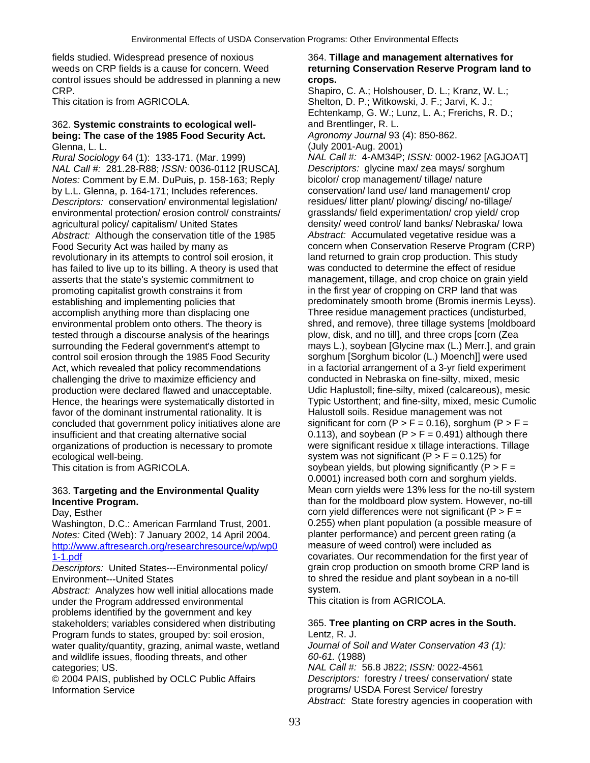fields studied. Widespread presence of noxious weeds on CRP fields is a cause for concern. Weed control issues should be addressed in planning a new CRP.
This citation is from AGRICOLA.

362. **Systemic constraints to ecological well-being: The case of the 1985 Food Security Act.**
Glenna, L. L.
*Rural Sociology* 64 (1): 133-171. (Mar. 1999)
*NAL Call #:* 281.28-R88; *ISSN:* 0036-0112 [RUSCA].
*Notes:* Comment by E.M. DuPuis, p. 158-163; Reply by L.L. Glenna, p. 164-171; Includes references.
*Descriptors:* conservation/ environmental legislation/ environmental protection/ erosion control/ constraints/ agricultural policy/ capitalism/ United States
*Abstract:* Although the conservation title of the 1985 Food Security Act was hailed by many as revolutionary in its attempts to control soil erosion, it has failed to live up to its billing. A theory is used that asserts that the state's systemic commitment to promoting capitalist growth constrains it from establishing and implementing policies that accomplish anything more than displacing one environmental problem onto others. The theory is tested through a discourse analysis of the hearings surrounding the Federal government's attempt to control soil erosion through the 1985 Food Security Act, which revealed that policy recommendations challenging the drive to maximize efficiency and production were declared flawed and unacceptable. Hence, the hearings were systematically distorted in favor of the dominant instrumental rationality. It is concluded that government policy initiatives alone are insufficient and that creating alternative social organizations of production is necessary to promote ecological well-being.
This citation is from AGRICOLA.

363. **Targeting and the Environmental Quality Incentive Program.**
Day, Esther
Washington, D.C.: American Farmland Trust, 2001.
*Notes:* Cited (Web): 7 January 2002, 14 April 2004.
http://www.aftresearch.org/researchresource/wp/wp01-1.pdf
*Descriptors:* United States---Environmental policy/ Environment---United States
*Abstract:* Analyzes how well initial allocations made under the Program addressed environmental problems identified by the government and key stakeholders; variables considered when distributing Program funds to states, grouped by: soil erosion, water quality/quantity, grazing, animal waste, wetland and wildlife issues, flooding threats, and other categories; US.
© 2004 PAIS, published by OCLC Public Affairs Information Service

364. **Tillage and management alternatives for returning Conservation Reserve Program land to crops.**
Shapiro, C. A.; Holshouser, D. L.; Kranz, W. L.; Shelton, D. P.; Witkowski, J. F.; Jarvi, K. J.; Echtenkamp, G. W.; Lunz, L. A.; Frerichs, R. D.; and Brentlinger, R. L.
*Agronomy Journal* 93 (4): 850-862. (July 2001-Aug. 2001)
*NAL Call #:* 4-AM34P; *ISSN:* 0002-1962 [AGJOAT]
*Descriptors:* glycine max/ zea mays/ sorghum bicolor/ crop management/ tillage/ nature conservation/ land use/ land management/ crop residues/ litter plant/ plowing/ discing/ no-tillage/ grasslands/ field experimentation/ crop yield/ crop density/ weed control/ land banks/ Nebraska/ Iowa
*Abstract:* Accumulated vegetative residue was a concern when Conservation Reserve Program (CRP) land returned to grain crop production. This study was conducted to determine the effect of residue management, tillage, and crop choice on grain yield in the first year of cropping on CRP land that was predominately smooth brome (Bromis inermis Leyss). Three residue management practices (undisturbed, shred, and remove), three tillage systems [moldboard plow, disk, and no till], and three crops [corn (Zea mays L.), soybean [Glycine max (L.) Merr.], and grain sorghum [Sorghum bicolor (L.) Moench]] were used in a factorial arrangement of a 3-yr field experiment conducted in Nebraska on fine-silty, mixed, mesic Udic Haplustoll; fine-silty, mixed (calcareous), mesic Typic Ustorthent; and fine-silty, mixed, mesic Cumolic Halustoll soils. Residue management was not significant for corn ($P > F = 0.16$), sorghum ($P > F = 0.113$), and soybean ($P > F = 0.491$) although there were significant residue x tillage interactions. Tillage system was not significant ($P > F = 0.125$) for soybean yields, but plowing significantly ($P > F = 0.0001$) increased both corn and sorghum yields. Mean corn yields were 13% less for the no-till system than for the moldboard plow system. However, no-till corn yield differences were not significant ($P > F = 0.255$) when plant population (a possible measure of planter performance) and percent green rating (a measure of weed control) were included as covariates. Our recommendation for the first year of grain crop production on smooth brome CRP land is to shred the residue and plant soybean in a no-till system.
This citation is from AGRICOLA.

365. **Tree planting on CRP acres in the South.**
Lentz, R. J.
*Journal of Soil and Water Conservation 43 (1): 60-61.* (1988)
*NAL Call #:* 56.8 J822; *ISSN:* 0022-4561
*Descriptors:* forestry / trees/ conservation/ state programs/ USDA Forest Service/ forestry
*Abstract:* State forestry agencies in cooperation with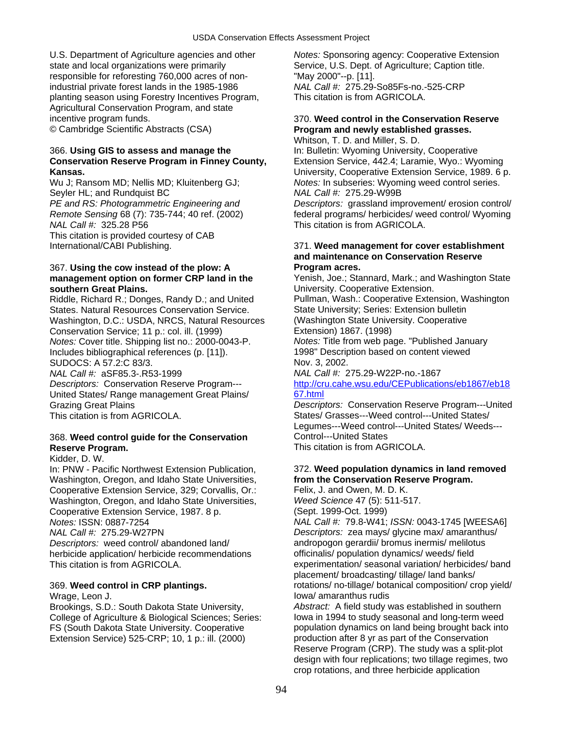U.S. Department of Agriculture agencies and other state and local organizations were primarily responsible for reforesting 760,000 acres of non-industrial private forest lands in the 1985-1986 planting season using Forestry Incentives Program, Agricultural Conservation Program, and state incentive program funds.
© Cambridge Scientific Abstracts (CSA)

366. **Using GIS to assess and manage the Conservation Reserve Program in Finney County, Kansas.**
Wu J; Ransom MD; Nellis MD; Kluitenberg GJ; Seyler HL; and Rundquist BC
*PE and RS: Photogrammetric Engineering and Remote Sensing* 68 (7): 735-744; 40 ref. (2002)
*NAL Call #:* 325.28 P56
This citation is provided courtesy of CAB International/CABI Publishing.

367. **Using the cow instead of the plow: A management option on former CRP land in the southern Great Plains.**
Riddle, Richard R.; Donges, Randy D.; and United States. Natural Resources Conservation Service.
Washington, D.C.: USDA, NRCS, Natural Resources Conservation Service; 11 p.: col. ill. (1999)
*Notes:* Cover title. Shipping list no.: 2000-0043-P. Includes bibliographical references (p. [11]). SUDOCS: A 57.2:C 83/3.
*NAL Call #:* aSF85.3-.R53-1999
*Descriptors:* Conservation Reserve Program---United States/ Range management Great Plains/ Grazing Great Plains
This citation is from AGRICOLA.

368. **Weed control guide for the Conservation Reserve Program.**
Kidder, D. W.
In: PNW - Pacific Northwest Extension Publication, Washington, Oregon, and Idaho State Universities, Cooperative Extension Service, 329; Corvallis, Or.: Washington, Oregon, and Idaho State Universities, Cooperative Extension Service, 1987. 8 p.
*Notes:* ISSN: 0887-7254
*NAL Call #:* 275.29-W27PN
*Descriptors:* weed control/ abandoned land/ herbicide application/ herbicide recommendations
This citation is from AGRICOLA.

369. **Weed control in CRP plantings.**
Wrage, Leon J.
Brookings, S.D.: South Dakota State University, College of Agriculture & Biological Sciences; Series: FS (South Dakota State University. Cooperative Extension Service) 525-CRP; 10, 1 p.: ill. (2000)
*Notes:* Sponsoring agency: Cooperative Extension Service, U.S. Dept. of Agriculture; Caption title. "May 2000"--p. [11].
*NAL Call #:* 275.29-So85Fs-no.-525-CRP
This citation is from AGRICOLA.

370. **Weed control in the Conservation Reserve Program and newly established grasses.**
Whitson, T. D. and Miller, S. D.
In: Bulletin: Wyoming University, Cooperative Extension Service, 442.4; Laramie, Wyo.: Wyoming University, Cooperative Extension Service, 1989. 6 p.
*Notes:* In subseries: Wyoming weed control series.
*NAL Call #:* 275.29-W99B
*Descriptors:* grassland improvement/ erosion control/ federal programs/ herbicides/ weed control/ Wyoming
This citation is from AGRICOLA.

371. **Weed management for cover establishment and maintenance on Conservation Reserve Program acres.**
Yenish, Joe.; Stannard, Mark.; and Washington State University. Cooperative Extension.
Pullman, Wash.: Cooperative Extension, Washington State University; Series: Extension bulletin (Washington State University. Cooperative Extension) 1867. (1998)
*Notes:* Title from web page. "Published January 1998" Description based on content viewed Nov. 3, 2002.
*NAL Call #:* 275.29-W22P-no.-1867
http://cru.cahe.wsu.edu/CEPublications/eb1867/eb1867.html
*Descriptors:* Conservation Reserve Program---United States/ Grasses---Weed control---United States/ Legumes---Weed control---United States/ Weeds---Control---United States
This citation is from AGRICOLA.

372. **Weed population dynamics in land removed from the Conservation Reserve Program.**
Felix, J. and Owen, M. D. K.
*Weed Science* 47 (5): 511-517. (Sept. 1999-Oct. 1999)
*NAL Call #:* 79.8-W41; *ISSN:* 0043-1745 [WEESA6]
*Descriptors:* zea mays/ glycine max/ amaranthus/ andropogon gerardii/ bromus inermis/ melilotus officinalis/ population dynamics/ weeds/ field experimentation/ seasonal variation/ herbicides/ band placement/ broadcasting/ tillage/ land banks/ rotations/ no-tillage/ botanical composition/ crop yield/ Iowa/ amaranthus rudis
*Abstract:* A field study was established in southern Iowa in 1994 to study seasonal and long-term weed population dynamics on land being brought back into production after 8 yr as part of the Conservation Reserve Program (CRP). The study was a split-plot design with four replications; two tillage regimes, two crop rotations, and three herbicide application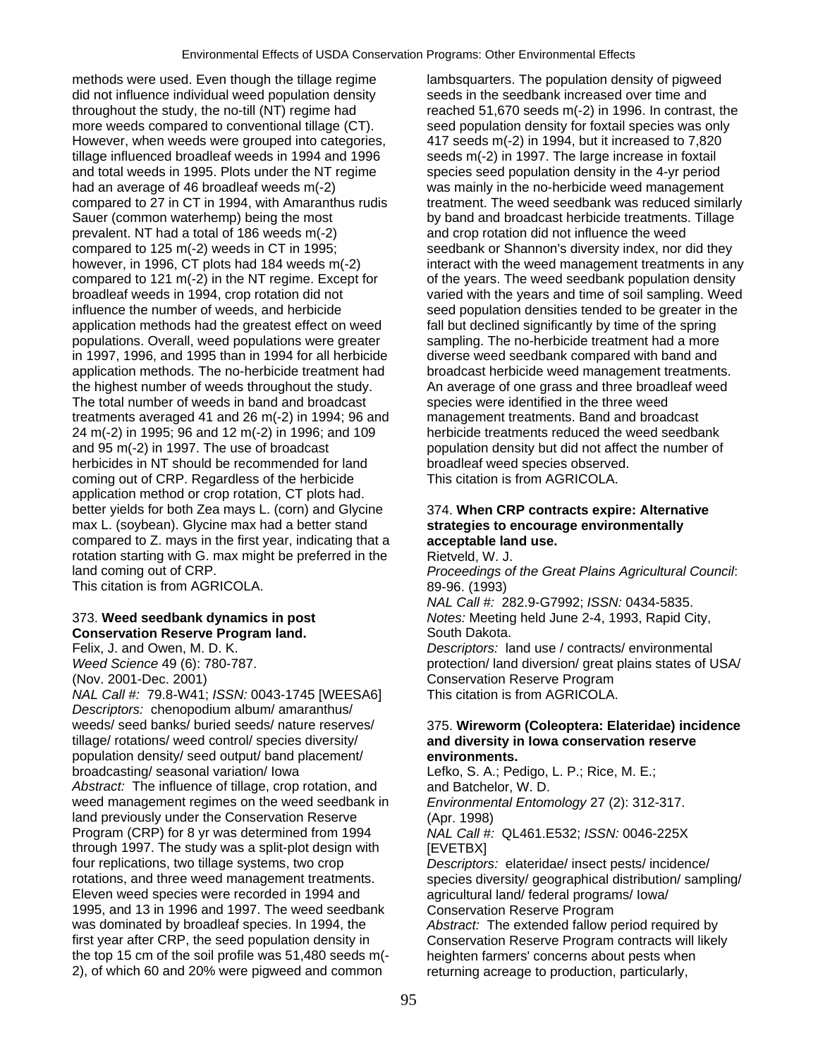methods were used. Even though the tillage regime did not influence individual weed population density throughout the study, the no-till (NT) regime had more weeds compared to conventional tillage (CT). However, when weeds were grouped into categories, tillage influenced broadleaf weeds in 1994 and 1996 and total weeds in 1995. Plots under the NT regime had an average of 46 broadleaf weeds m(-2) compared to 27 in CT in 1994, with Amaranthus rudis Sauer (common waterhemp) being the most prevalent. NT had a total of 186 weeds m(-2) compared to 125 m(-2) weeds in CT in 1995; however, in 1996, CT plots had 184 weeds m(-2) compared to 121 m(-2) in the NT regime. Except for broadleaf weeds in 1994, crop rotation did not influence the number of weeds, and herbicide application methods had the greatest effect on weed populations. Overall, weed populations were greater in 1997, 1996, and 1995 than in 1994 for all herbicide application methods. The no-herbicide treatment had the highest number of weeds throughout the study. The total number of weeds in band and broadcast treatments averaged 41 and 26 m(-2) in 1994; 96 and 24 m(-2) in 1995; 96 and 12 m(-2) in 1996; and 109 and 95 m(-2) in 1997. The use of broadcast herbicides in NT should be recommended for land coming out of CRP. Regardless of the herbicide application method or crop rotation, CT plots had. better yields for both Zea mays L. (corn) and Glycine max L. (soybean). Glycine max had a better stand compared to Z. mays in the first year, indicating that a rotation starting with G. max might be preferred in the land coming out of CRP.  
This citation is from AGRICOLA.

### 373. **Weed seedbank dynamics in post Conservation Reserve Program land.**

Felix, J. and Owen, M. D. K.  
*Weed Science* 49 (6): 780-787.  
(Nov. 2001-Dec. 2001)  
*NAL Call #:* 79.8-W41; *ISSN:* 0043-1745 [WEESA6]  
*Descriptors:* chenopodium album/ amaranthus/ weeds/ seed banks/ buried seeds/ nature reserves/ tillage/ rotations/ weed control/ species diversity/ population density/ seed output/ band placement/ broadcasting/ seasonal variation/ Iowa  
*Abstract:* The influence of tillage, crop rotation, and weed management regimes on the weed seedbank in land previously under the Conservation Reserve Program (CRP) for 8 yr was determined from 1994 through 1997. The study was a split-plot design with four replications, two tillage systems, two crop rotations, and three weed management treatments. Eleven weed species were recorded in 1994 and 1995, and 13 in 1996 and 1997. The weed seedbank was dominated by broadleaf species. In 1994, the first year after CRP, the seed population density in the top 15 cm of the soil profile was 51,480 seeds m(-2), of which 60 and 20% were pigweed and common lambsquarters. The population density of pigweed seeds in the seedbank increased over time and reached 51,670 seeds m(-2) in 1996. In contrast, the seed population density for foxtail species was only 417 seeds m(-2) in 1994, but it increased to 7,820 seeds m(-2) in 1997. The large increase in foxtail species seed population density in the 4-yr period was mainly in the no-herbicide weed management treatment. The weed seedbank was reduced similarly by band and broadcast herbicide treatments. Tillage and crop rotation did not influence the weed seedbank or Shannon's diversity index, nor did they interact with the weed management treatments in any of the years. The weed seedbank population density varied with the years and time of soil sampling. Weed seed population densities tended to be greater in the fall but declined significantly by time of the spring sampling. The no-herbicide treatment had a more diverse weed seedbank compared with band and broadcast herbicide weed management treatments. An average of one grass and three broadleaf weed species were identified in the three weed management treatments. Band and broadcast herbicide treatments reduced the weed seedbank population density but did not affect the number of broadleaf weed species observed.  
This citation is from AGRICOLA.

### 374. **When CRP contracts expire: Alternative strategies to encourage environmentally acceptable land use.**

Rietveld, W. J.  
*Proceedings of the Great Plains Agricultural Council*: 89-96. (1993)  
*NAL Call #:* 282.9-G7992; *ISSN:* 0434-5835.  
*Notes:* Meeting held June 2-4, 1993, Rapid City, South Dakota.  
*Descriptors:* land use / contracts/ environmental protection/ land diversion/ great plains states of USA/ Conservation Reserve Program  
This citation is from AGRICOLA.

### 375. **Wireworm (Coleoptera: Elateridae) incidence and diversity in Iowa conservation reserve environments.**

Lefko, S. A.; Pedigo, L. P.; Rice, M. E.; and Batchelor, W. D.  
*Environmental Entomology* 27 (2): 312-317.  
(Apr. 1998)  
*NAL Call #:* QL461.E532; *ISSN:* 0046-225X [EVETBX]  
*Descriptors:* elateridae/ insect pests/ incidence/ species diversity/ geographical distribution/ sampling/ agricultural land/ federal programs/ Iowa/ Conservation Reserve Program  
*Abstract:* The extended fallow period required by Conservation Reserve Program contracts will likely heighten farmers' concerns about pests when returning acreage to production, particularly,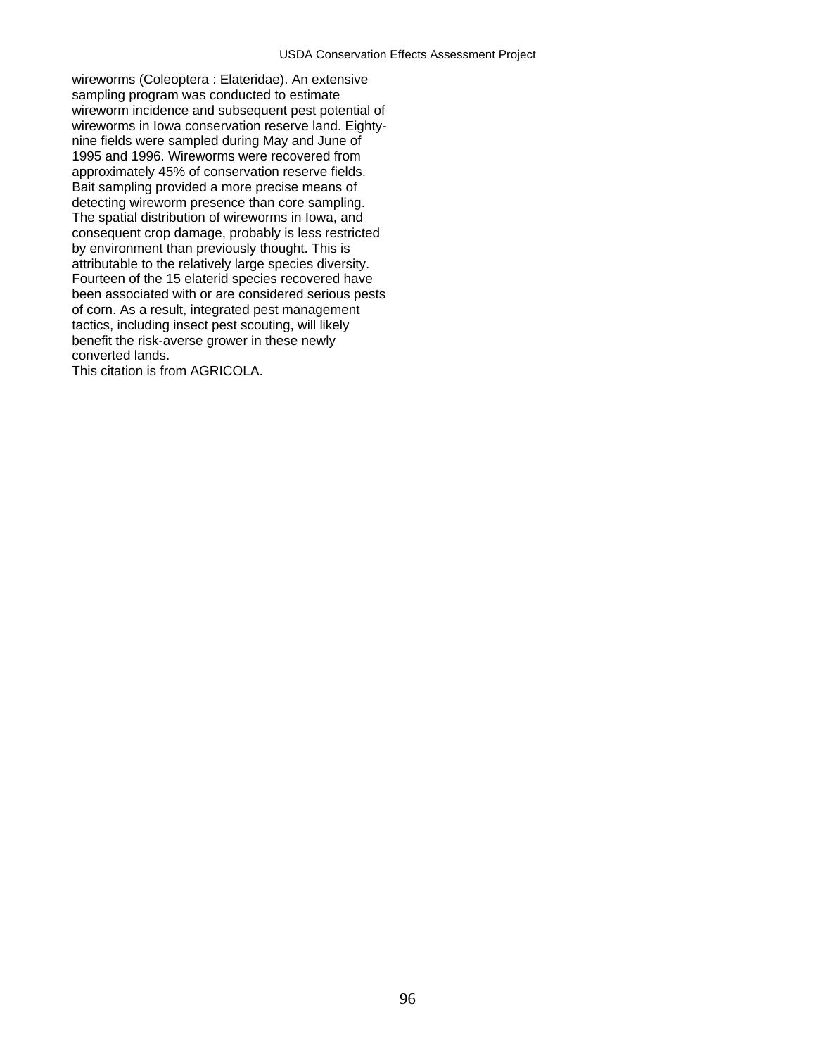wireworms (Coleoptera : Elateridae). An extensive sampling program was conducted to estimate wireworm incidence and subsequent pest potential of wireworms in Iowa conservation reserve land. Eighty-nine fields were sampled during May and June of 1995 and 1996. Wireworms were recovered from approximately 45% of conservation reserve fields. Bait sampling provided a more precise means of detecting wireworm presence than core sampling. The spatial distribution of wireworms in Iowa, and consequent crop damage, probably is less restricted by environment than previously thought. This is attributable to the relatively large species diversity. Fourteen of the 15 elaterid species recovered have been associated with or are considered serious pests of corn. As a result, integrated pest management tactics, including insect pest scouting, will likely benefit the risk-averse grower in these newly converted lands.

This citation is from AGRICOLA.